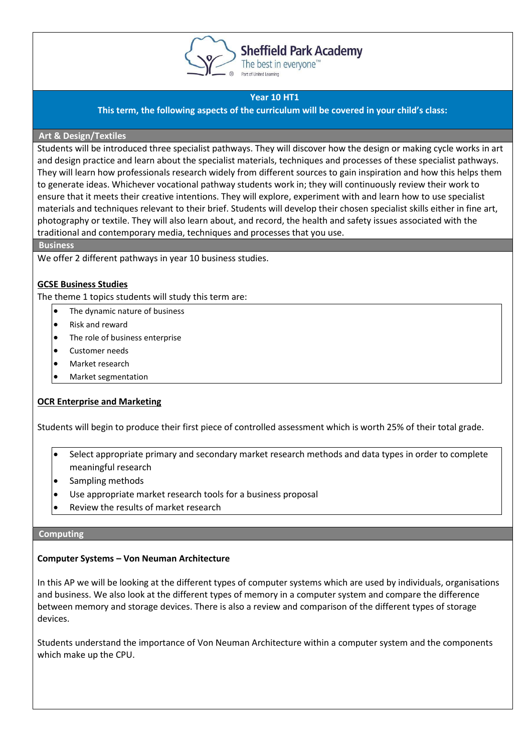Sheffield Park Academy
The best in everyone™
Part of United Learning

## Year 10 HT1

**This term, the following aspects of the curriculum will be covered in your child's class:**

### Art & Design/Textiles

Students will be introduced three specialist pathways. They will discover how the design or making cycle works in art and design practice and learn about the specialist materials, techniques and processes of these specialist pathways. They will learn how professionals research widely from different sources to gain inspiration and how this helps them to generate ideas. Whichever vocational pathway students work in; they will continuously review their work to ensure that it meets their creative intentions. They will explore, experiment with and learn how to use specialist materials and techniques relevant to their brief. Students will develop their chosen specialist skills either in fine art, photography or textile. They will also learn about, and record, the health and safety issues associated with the traditional and contemporary media, techniques and processes that you use.

### Business

We offer 2 different pathways in year 10 business studies.

**GCSE Business Studies**

The theme 1 topics students will study this term are:

- The dynamic nature of business
- Risk and reward
- The role of business enterprise
- Customer needs
- Market research
- Market segmentation

**OCR Enterprise and Marketing**

Students will begin to produce their first piece of controlled assessment which is worth 25% of their total grade.

- Select appropriate primary and secondary market research methods and data types in order to complete meaningful research
- Sampling methods
- Use appropriate market research tools for a business proposal
- Review the results of market research

### Computing

**Computer Systems – Von Neuman Architecture**

In this AP we will be looking at the different types of computer systems which are used by individuals, organisations and business. We also look at the different types of memory in a computer system and compare the difference between memory and storage devices. There is also a review and comparison of the different types of storage devices.

Students understand the importance of Von Neuman Architecture within a computer system and the components which make up the CPU.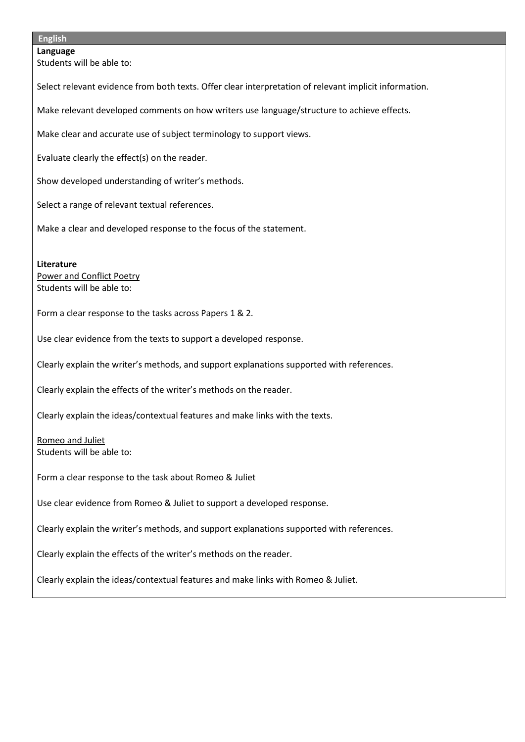## English

**Language**

Students will be able to:

Select relevant evidence from both texts. Offer clear interpretation of relevant implicit information.

Make relevant developed comments on how writers use language/structure to achieve effects.

Make clear and accurate use of subject terminology to support views.

Evaluate clearly the effect(s) on the reader.

Show developed understanding of writer's methods.

Select a range of relevant textual references.

Make a clear and developed response to the focus of the statement.

**Literature**

Power and Conflict Poetry

Students will be able to:

Form a clear response to the tasks across Papers 1 & 2.

Use clear evidence from the texts to support a developed response.

Clearly explain the writer's methods, and support explanations supported with references.

Clearly explain the effects of the writer's methods on the reader.

Clearly explain the ideas/contextual features and make links with the texts.

Romeo and Juliet

Students will be able to:

Form a clear response to the task about Romeo & Juliet

Use clear evidence from Romeo & Juliet to support a developed response.

Clearly explain the writer's methods, and support explanations supported with references.

Clearly explain the effects of the writer's methods on the reader.

Clearly explain the ideas/contextual features and make links with Romeo & Juliet.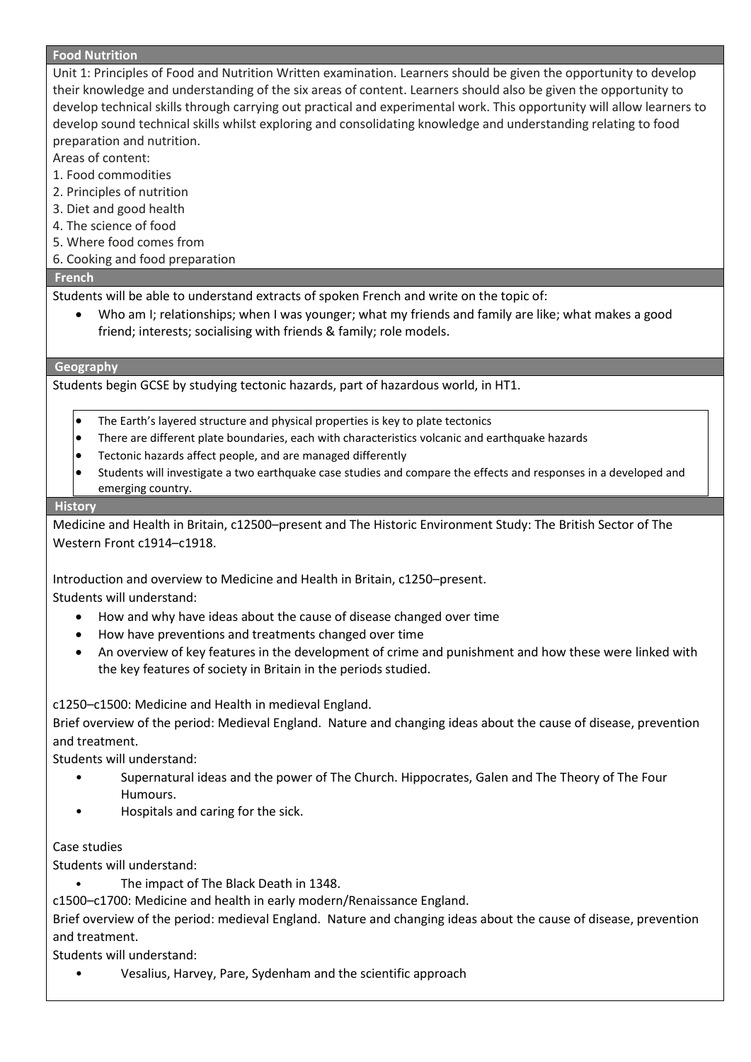## Food Nutrition

Unit 1: Principles of Food and Nutrition Written examination. Learners should be given the opportunity to develop their knowledge and understanding of the six areas of content. Learners should also be given the opportunity to develop technical skills through carrying out practical and experimental work. This opportunity will allow learners to develop sound technical skills whilst exploring and consolidating knowledge and understanding relating to food preparation and nutrition.

Areas of content:

1. Food commodities
2. Principles of nutrition
3. Diet and good health
4. The science of food
5. Where food comes from
6. Cooking and food preparation

## French

Students will be able to understand extracts of spoken French and write on the topic of:

- Who am I; relationships; when I was younger; what my friends and family are like; what makes a good friend; interests; socialising with friends & family; role models.

## Geography

Students begin GCSE by studying tectonic hazards, part of hazardous world, in HT1.

- The Earth's layered structure and physical properties is key to plate tectonics
- There are different plate boundaries, each with characteristics volcanic and earthquake hazards
- Tectonic hazards affect people, and are managed differently
- Students will investigate a two earthquake case studies and compare the effects and responses in a developed and emerging country.

## History

Medicine and Health in Britain, c12500–present and The Historic Environment Study: The British Sector of The Western Front c1914–c1918.

Introduction and overview to Medicine and Health in Britain, c1250–present.

Students will understand:

- How and why have ideas about the cause of disease changed over time
- How have preventions and treatments changed over time
- An overview of key features in the development of crime and punishment and how these were linked with the key features of society in Britain in the periods studied.

c1250–c1500: Medicine and Health in medieval England.

Brief overview of the period: Medieval England. Nature and changing ideas about the cause of disease, prevention and treatment.

Students will understand:

- Supernatural ideas and the power of The Church. Hippocrates, Galen and The Theory of The Four Humours.
- Hospitals and caring for the sick.

Case studies

Students will understand:

- The impact of The Black Death in 1348.

c1500–c1700: Medicine and health in early modern/Renaissance England.

Brief overview of the period: medieval England. Nature and changing ideas about the cause of disease, prevention and treatment.

Students will understand:

- Vesalius, Harvey, Pare, Sydenham and the scientific approach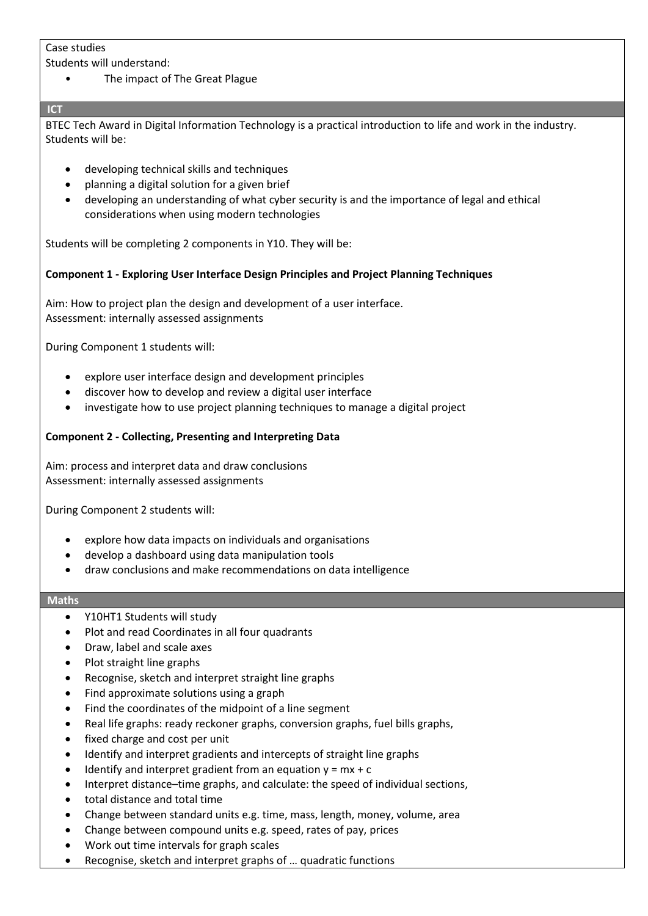Case studies

Students will understand:

- The impact of The Great Plague

## ICT

BTEC Tech Award in Digital Information Technology is a practical introduction to life and work in the industry. Students will be:

- developing technical skills and techniques
- planning a digital solution for a given brief
- developing an understanding of what cyber security is and the importance of legal and ethical considerations when using modern technologies

Students will be completing 2 components in Y10. They will be:

**Component 1 - Exploring User Interface Design Principles and Project Planning Techniques**

Aim: How to project plan the design and development of a user interface.
Assessment: internally assessed assignments

During Component 1 students will:

- explore user interface design and development principles
- discover how to develop and review a digital user interface
- investigate how to use project planning techniques to manage a digital project

**Component 2 - Collecting, Presenting and Interpreting Data**

Aim: process and interpret data and draw conclusions
Assessment: internally assessed assignments

During Component 2 students will:

- explore how data impacts on individuals and organisations
- develop a dashboard using data manipulation tools
- draw conclusions and make recommendations on data intelligence

## Maths

- Y10HT1 Students will study
- Plot and read Coordinates in all four quadrants
- Draw, label and scale axes
- Plot straight line graphs
- Recognise, sketch and interpret straight line graphs
- Find approximate solutions using a graph
- Find the coordinates of the midpoint of a line segment
- Real life graphs: ready reckoner graphs, conversion graphs, fuel bills graphs,
- fixed charge and cost per unit
- Identify and interpret gradients and intercepts of straight line graphs
- Identify and interpret gradient from an equation $y = mx + c$
- Interpret distance–time graphs, and calculate: the speed of individual sections,
- total distance and total time
- Change between standard units e.g. time, mass, length, money, volume, area
- Change between compound units e.g. speed, rates of pay, prices
- Work out time intervals for graph scales
- Recognise, sketch and interpret graphs of … quadratic functions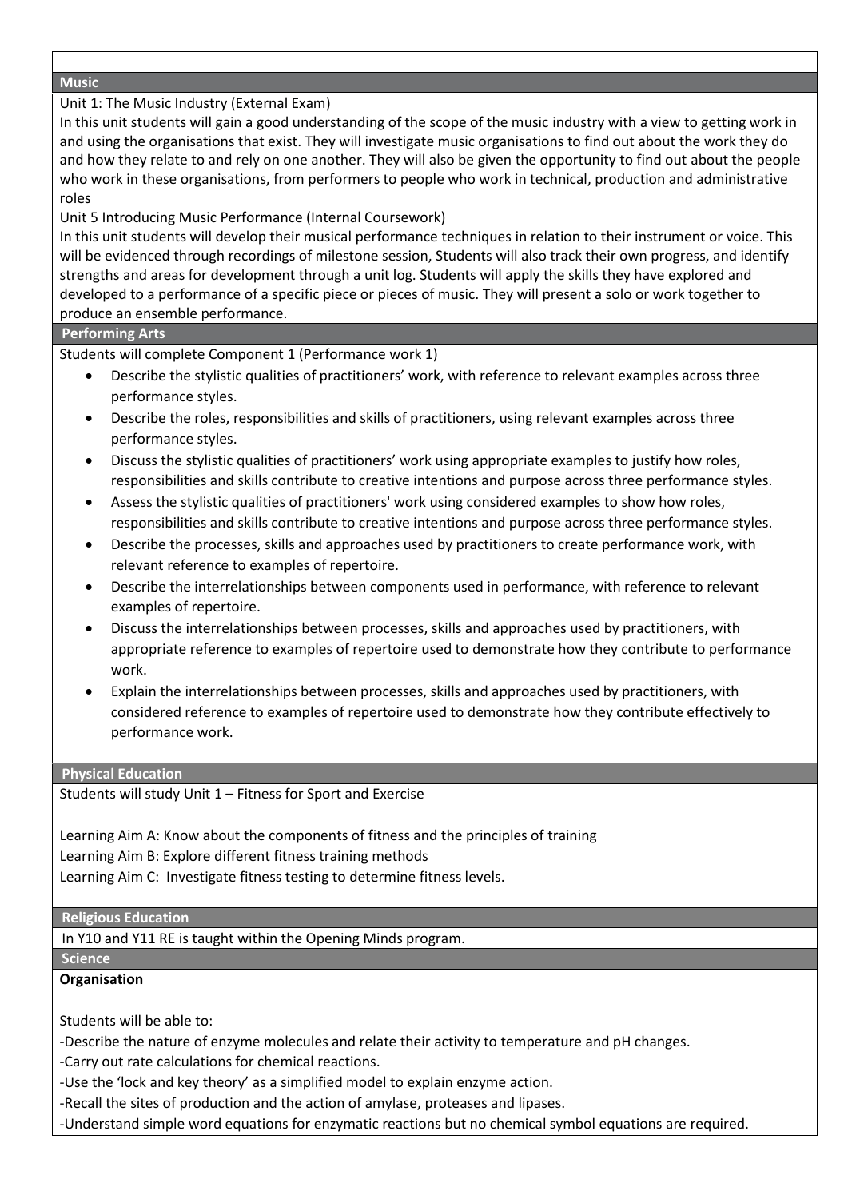## Music

Unit 1: The Music Industry (External Exam)

In this unit students will gain a good understanding of the scope of the music industry with a view to getting work in and using the organisations that exist. They will investigate music organisations to find out about the work they do and how they relate to and rely on one another. They will also be given the opportunity to find out about the people who work in these organisations, from performers to people who work in technical, production and administrative roles

Unit 5 Introducing Music Performance (Internal Coursework)

In this unit students will develop their musical performance techniques in relation to their instrument or voice. This will be evidenced through recordings of milestone session, Students will also track their own progress, and identify strengths and areas for development through a unit log. Students will apply the skills they have explored and developed to a performance of a specific piece or pieces of music. They will present a solo or work together to produce an ensemble performance.

## Performing Arts

Students will complete Component 1 (Performance work 1)

- Describe the stylistic qualities of practitioners' work, with reference to relevant examples across three performance styles.
- Describe the roles, responsibilities and skills of practitioners, using relevant examples across three performance styles.
- Discuss the stylistic qualities of practitioners' work using appropriate examples to justify how roles, responsibilities and skills contribute to creative intentions and purpose across three performance styles.
- Assess the stylistic qualities of practitioners' work using considered examples to show how roles, responsibilities and skills contribute to creative intentions and purpose across three performance styles.
- Describe the processes, skills and approaches used by practitioners to create performance work, with relevant reference to examples of repertoire.
- Describe the interrelationships between components used in performance, with reference to relevant examples of repertoire.
- Discuss the interrelationships between processes, skills and approaches used by practitioners, with appropriate reference to examples of repertoire used to demonstrate how they contribute to performance work.
- Explain the interrelationships between processes, skills and approaches used by practitioners, with considered reference to examples of repertoire used to demonstrate how they contribute effectively to performance work.

## Physical Education

Students will study Unit 1 – Fitness for Sport and Exercise

Learning Aim A: Know about the components of fitness and the principles of training

Learning Aim B: Explore different fitness training methods

Learning Aim C: Investigate fitness testing to determine fitness levels.

## Religious Education

In Y10 and Y11 RE is taught within the Opening Minds program.

## Science

**Organisation**

Students will be able to:

-Describe the nature of enzyme molecules and relate their activity to temperature and pH changes.

-Carry out rate calculations for chemical reactions.

-Use the 'lock and key theory' as a simplified model to explain enzyme action.

-Recall the sites of production and the action of amylase, proteases and lipases.

-Understand simple word equations for enzymatic reactions but no chemical symbol equations are required.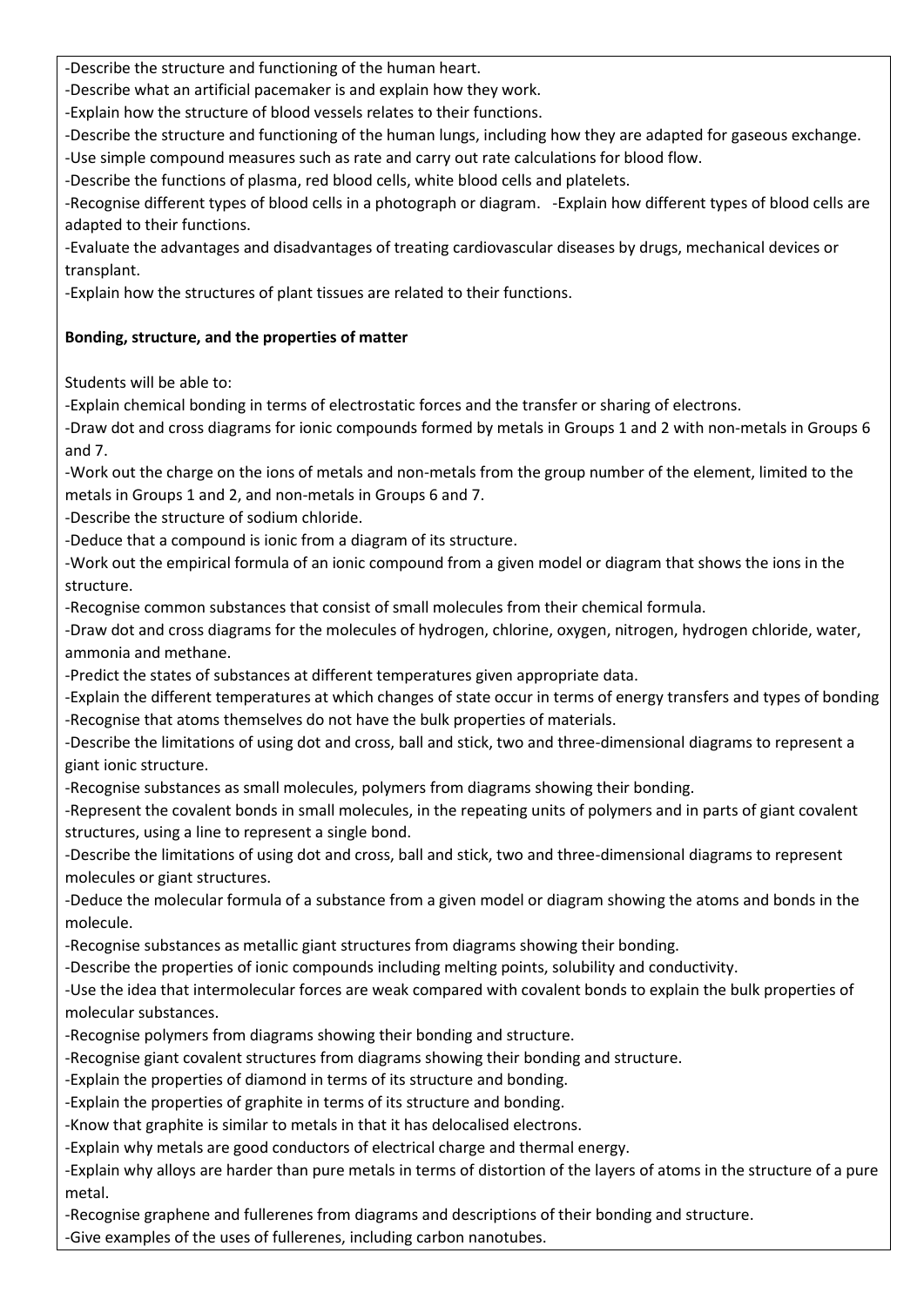-Describe the structure and functioning of the human heart.

-Describe what an artificial pacemaker is and explain how they work.

-Explain how the structure of blood vessels relates to their functions.

-Describe the structure and functioning of the human lungs, including how they are adapted for gaseous exchange.

-Use simple compound measures such as rate and carry out rate calculations for blood flow.

-Describe the functions of plasma, red blood cells, white blood cells and platelets.

-Recognise different types of blood cells in a photograph or diagram. -Explain how different types of blood cells are adapted to their functions.

-Evaluate the advantages and disadvantages of treating cardiovascular diseases by drugs, mechanical devices or transplant.

-Explain how the structures of plant tissues are related to their functions.

**Bonding, structure, and the properties of matter**

Students will be able to:

-Explain chemical bonding in terms of electrostatic forces and the transfer or sharing of electrons.

-Draw dot and cross diagrams for ionic compounds formed by metals in Groups 1 and 2 with non-metals in Groups 6 and 7.

-Work out the charge on the ions of metals and non-metals from the group number of the element, limited to the metals in Groups 1 and 2, and non-metals in Groups 6 and 7.

-Describe the structure of sodium chloride.

-Deduce that a compound is ionic from a diagram of its structure.

-Work out the empirical formula of an ionic compound from a given model or diagram that shows the ions in the structure.

-Recognise common substances that consist of small molecules from their chemical formula.

-Draw dot and cross diagrams for the molecules of hydrogen, chlorine, oxygen, nitrogen, hydrogen chloride, water, ammonia and methane.

-Predict the states of substances at different temperatures given appropriate data.

-Explain the different temperatures at which changes of state occur in terms of energy transfers and types of bonding

-Recognise that atoms themselves do not have the bulk properties of materials.

-Describe the limitations of using dot and cross, ball and stick, two and three-dimensional diagrams to represent a giant ionic structure.

-Recognise substances as small molecules, polymers from diagrams showing their bonding.

-Represent the covalent bonds in small molecules, in the repeating units of polymers and in parts of giant covalent structures, using a line to represent a single bond.

-Describe the limitations of using dot and cross, ball and stick, two and three-dimensional diagrams to represent molecules or giant structures.

-Deduce the molecular formula of a substance from a given model or diagram showing the atoms and bonds in the molecule.

-Recognise substances as metallic giant structures from diagrams showing their bonding.

-Describe the properties of ionic compounds including melting points, solubility and conductivity.

-Use the idea that intermolecular forces are weak compared with covalent bonds to explain the bulk properties of molecular substances.

-Recognise polymers from diagrams showing their bonding and structure.

-Recognise giant covalent structures from diagrams showing their bonding and structure.

-Explain the properties of diamond in terms of its structure and bonding.

-Explain the properties of graphite in terms of its structure and bonding.

-Know that graphite is similar to metals in that it has delocalised electrons.

-Explain why metals are good conductors of electrical charge and thermal energy.

-Explain why alloys are harder than pure metals in terms of distortion of the layers of atoms in the structure of a pure metal.

-Recognise graphene and fullerenes from diagrams and descriptions of their bonding and structure.

-Give examples of the uses of fullerenes, including carbon nanotubes.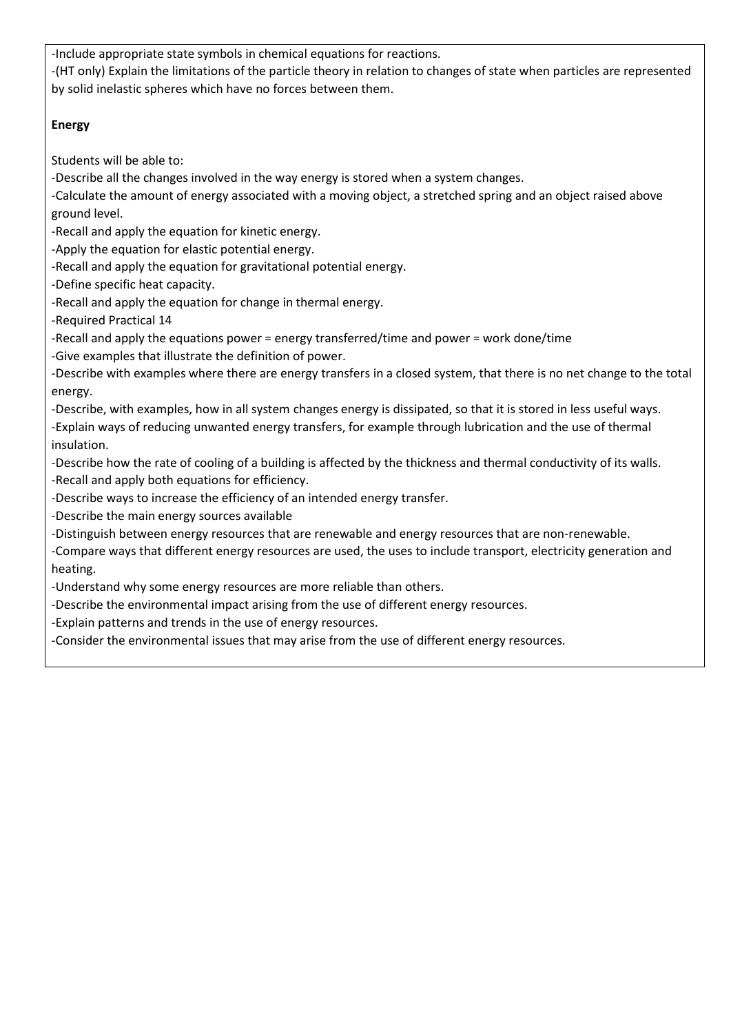-Include appropriate state symbols in chemical equations for reactions.
-(HT only) Explain the limitations of the particle theory in relation to changes of state when particles are represented by solid inelastic spheres which have no forces between them.

**Energy**

Students will be able to:
-Describe all the changes involved in the way energy is stored when a system changes.
-Calculate the amount of energy associated with a moving object, a stretched spring and an object raised above ground level.
-Recall and apply the equation for kinetic energy.
-Apply the equation for elastic potential energy.
-Recall and apply the equation for gravitational potential energy.
-Define specific heat capacity.
-Recall and apply the equation for change in thermal energy.
-Required Practical 14
-Recall and apply the equations power = energy transferred/time and power = work done/time
-Give examples that illustrate the definition of power.
-Describe with examples where there are energy transfers in a closed system, that there is no net change to the total energy.
-Describe, with examples, how in all system changes energy is dissipated, so that it is stored in less useful ways.
-Explain ways of reducing unwanted energy transfers, for example through lubrication and the use of thermal insulation.
-Describe how the rate of cooling of a building is affected by the thickness and thermal conductivity of its walls.
-Recall and apply both equations for efficiency.
-Describe ways to increase the efficiency of an intended energy transfer.
-Describe the main energy sources available
-Distinguish between energy resources that are renewable and energy resources that are non-renewable.
-Compare ways that different energy resources are used, the uses to include transport, electricity generation and heating.
-Understand why some energy resources are more reliable than others.
-Describe the environmental impact arising from the use of different energy resources.
-Explain patterns and trends in the use of energy resources.
-Consider the environmental issues that may arise from the use of different energy resources.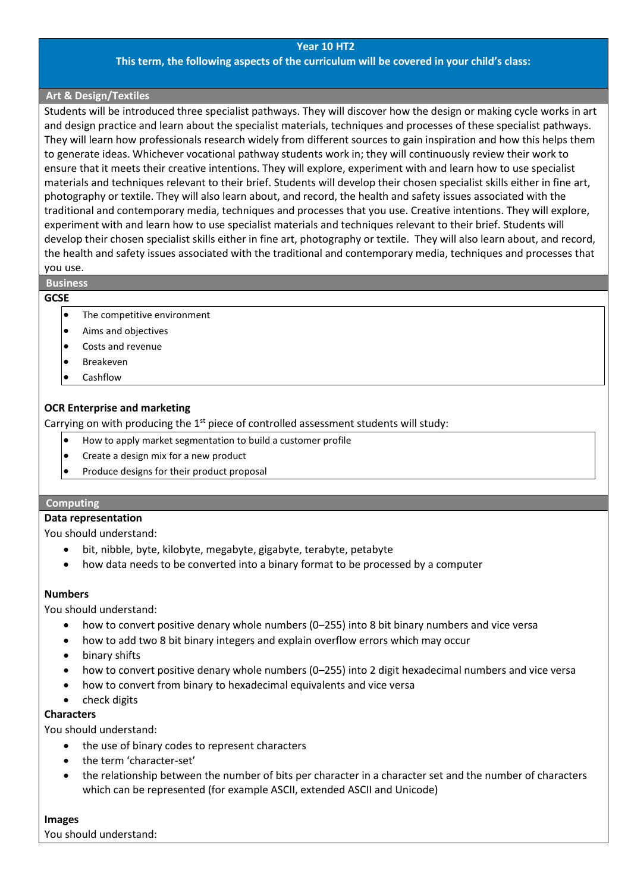## Year 10 HT2

**This term, the following aspects of the curriculum will be covered in your child's class:**

### Art & Design/Textiles

Students will be introduced three specialist pathways. They will discover how the design or making cycle works in art and design practice and learn about the specialist materials, techniques and processes of these specialist pathways. They will learn how professionals research widely from different sources to gain inspiration and how this helps them to generate ideas. Whichever vocational pathway students work in; they will continuously review their work to ensure that it meets their creative intentions. They will explore, experiment with and learn how to use specialist materials and techniques relevant to their brief. Students will develop their chosen specialist skills either in fine art, photography or textile. They will also learn about, and record, the health and safety issues associated with the traditional and contemporary media, techniques and processes that you use. Creative intentions. They will explore, experiment with and learn how to use specialist materials and techniques relevant to their brief. Students will develop their chosen specialist skills either in fine art, photography or textile. They will also learn about, and record, the health and safety issues associated with the traditional and contemporary media, techniques and processes that you use.

### Business

**GCSE**

- The competitive environment
- Aims and objectives
- Costs and revenue
- Breakeven
- Cashflow

**OCR Enterprise and marketing**

Carrying on with producing the 1st piece of controlled assessment students will study:

- How to apply market segmentation to build a customer profile
- Create a design mix for a new product
- Produce designs for their product proposal

### Computing

**Data representation**

You should understand:

- bit, nibble, byte, kilobyte, megabyte, gigabyte, terabyte, petabyte
- how data needs to be converted into a binary format to be processed by a computer

**Numbers**

You should understand:

- how to convert positive denary whole numbers (0–255) into 8 bit binary numbers and vice versa
- how to add two 8 bit binary integers and explain overflow errors which may occur
- binary shifts
- how to convert positive denary whole numbers (0–255) into 2 digit hexadecimal numbers and vice versa
- how to convert from binary to hexadecimal equivalents and vice versa
- check digits

**Characters**

You should understand:

- the use of binary codes to represent characters
- the term 'character-set'
- the relationship between the number of bits per character in a character set and the number of characters which can be represented (for example ASCII, extended ASCII and Unicode)

**Images**

You should understand: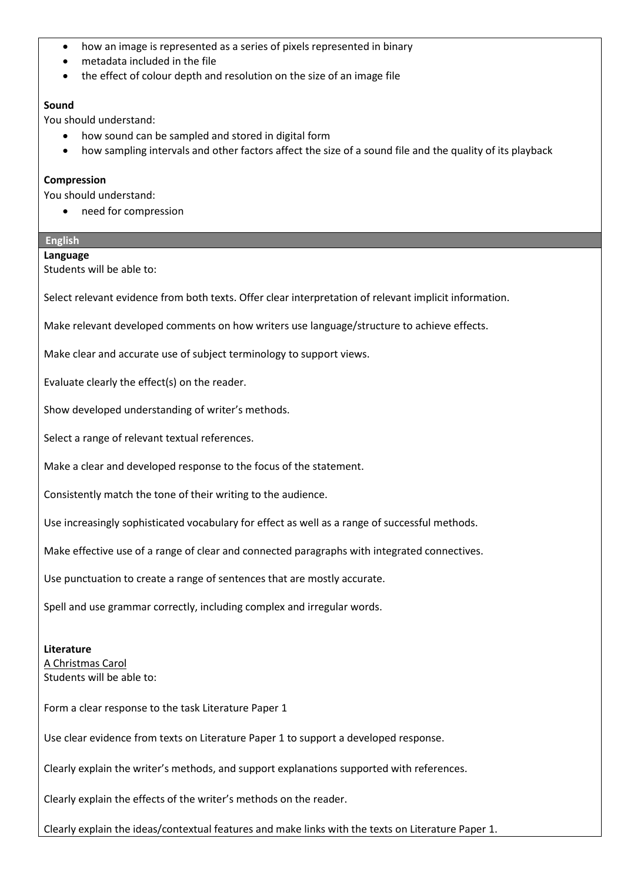- how an image is represented as a series of pixels represented in binary
- metadata included in the file
- the effect of colour depth and resolution on the size of an image file

**Sound**

You should understand:

- how sound can be sampled and stored in digital form
- how sampling intervals and other factors affect the size of a sound file and the quality of its playback

**Compression**

You should understand:

- need for compression

## English

**Language**

Students will be able to:

Select relevant evidence from both texts. Offer clear interpretation of relevant implicit information.

Make relevant developed comments on how writers use language/structure to achieve effects.

Make clear and accurate use of subject terminology to support views.

Evaluate clearly the effect(s) on the reader.

Show developed understanding of writer's methods.

Select a range of relevant textual references.

Make a clear and developed response to the focus of the statement.

Consistently match the tone of their writing to the audience.

Use increasingly sophisticated vocabulary for effect as well as a range of successful methods.

Make effective use of a range of clear and connected paragraphs with integrated connectives.

Use punctuation to create a range of sentences that are mostly accurate.

Spell and use grammar correctly, including complex and irregular words.

**Literature**

A Christmas Carol

Students will be able to:

Form a clear response to the task Literature Paper 1

Use clear evidence from texts on Literature Paper 1 to support a developed response.

Clearly explain the writer's methods, and support explanations supported with references.

Clearly explain the effects of the writer's methods on the reader.

Clearly explain the ideas/contextual features and make links with the texts on Literature Paper 1.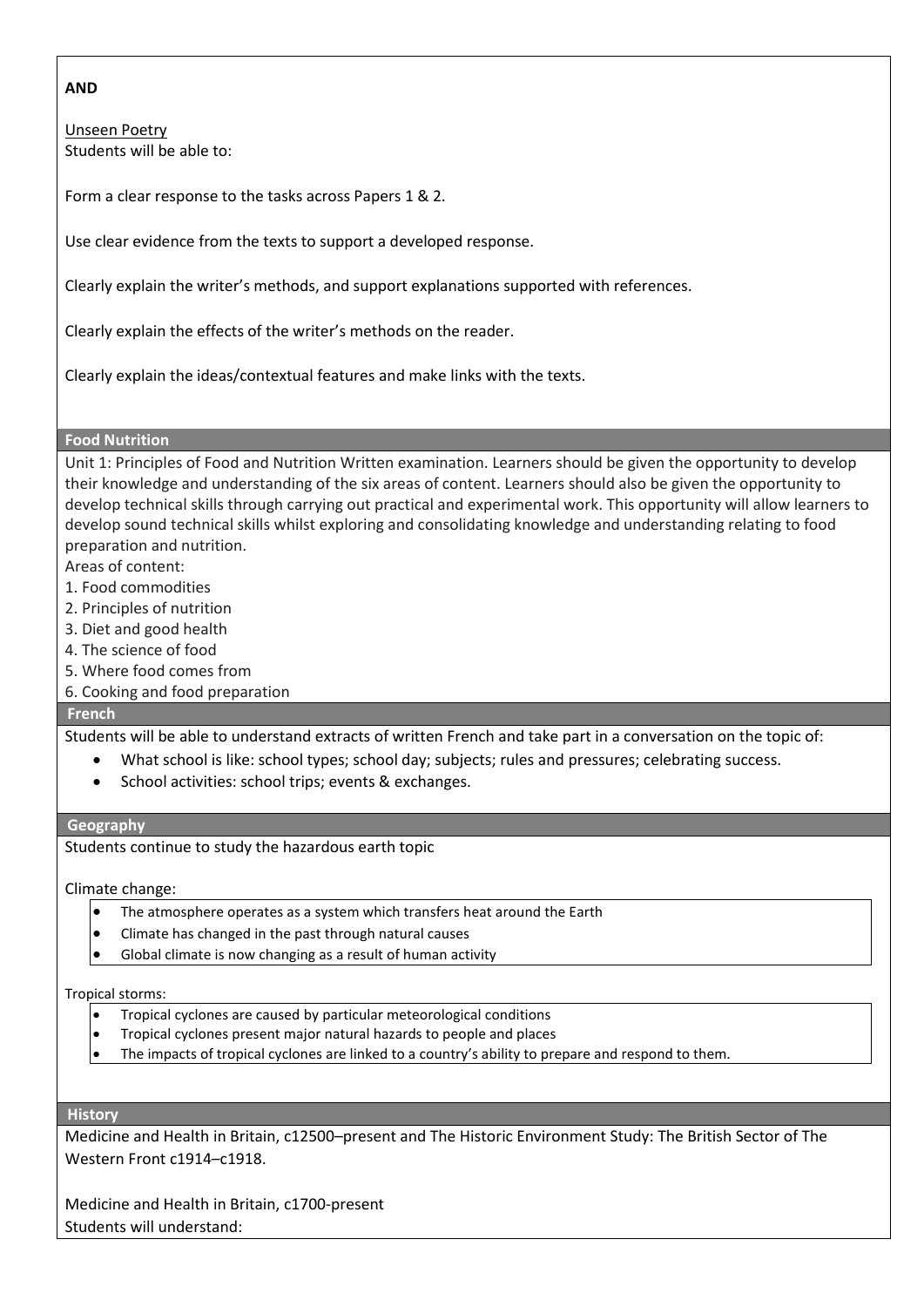**AND**

Unseen Poetry
Students will be able to:

Form a clear response to the tasks across Papers 1 & 2.

Use clear evidence from the texts to support a developed response.

Clearly explain the writer's methods, and support explanations supported with references.

Clearly explain the effects of the writer's methods on the reader.

Clearly explain the ideas/contextual features and make links with the texts.

## Food Nutrition

Unit 1: Principles of Food and Nutrition Written examination. Learners should be given the opportunity to develop their knowledge and understanding of the six areas of content. Learners should also be given the opportunity to develop technical skills through carrying out practical and experimental work. This opportunity will allow learners to develop sound technical skills whilst exploring and consolidating knowledge and understanding relating to food preparation and nutrition.

Areas of content:

1. Food commodities
2. Principles of nutrition
3. Diet and good health
4. The science of food
5. Where food comes from
6. Cooking and food preparation

## French

Students will be able to understand extracts of written French and take part in a conversation on the topic of:

- What school is like: school types; school day; subjects; rules and pressures; celebrating success.
- School activities: school trips; events & exchanges.

## Geography

Students continue to study the hazardous earth topic

Climate change:

- The atmosphere operates as a system which transfers heat around the Earth
- Climate has changed in the past through natural causes
- Global climate is now changing as a result of human activity

Tropical storms:

- Tropical cyclones are caused by particular meteorological conditions
- Tropical cyclones present major natural hazards to people and places
- The impacts of tropical cyclones are linked to a country's ability to prepare and respond to them.

## History

Medicine and Health in Britain, c12500–present and The Historic Environment Study: The British Sector of The Western Front c1914–c1918.

Medicine and Health in Britain, c1700-present
Students will understand: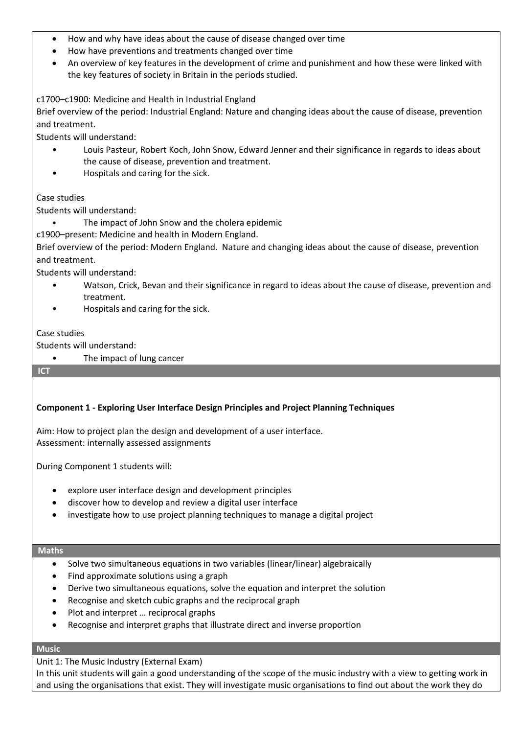- How and why have ideas about the cause of disease changed over time
- How have preventions and treatments changed over time
- An overview of key features in the development of crime and punishment and how these were linked with the key features of society in Britain in the periods studied.

c1700–c1900: Medicine and Health in Industrial England

Brief overview of the period: Industrial England: Nature and changing ideas about the cause of disease, prevention and treatment.

Students will understand:

- Louis Pasteur, Robert Koch, John Snow, Edward Jenner and their significance in regards to ideas about the cause of disease, prevention and treatment.
- Hospitals and caring for the sick.

Case studies

Students will understand:

- The impact of John Snow and the cholera epidemic

c1900–present: Medicine and health in Modern England.

Brief overview of the period: Modern England. Nature and changing ideas about the cause of disease, prevention and treatment.

Students will understand:

- Watson, Crick, Bevan and their significance in regard to ideas about the cause of disease, prevention and treatment.
- Hospitals and caring for the sick.

Case studies

Students will understand:

- The impact of lung cancer

## ICT

**Component 1 - Exploring User Interface Design Principles and Project Planning Techniques**

Aim: How to project plan the design and development of a user interface.

Assessment: internally assessed assignments

During Component 1 students will:

- explore user interface design and development principles
- discover how to develop and review a digital user interface
- investigate how to use project planning techniques to manage a digital project

## Maths

- Solve two simultaneous equations in two variables (linear/linear) algebraically
- Find approximate solutions using a graph
- Derive two simultaneous equations, solve the equation and interpret the solution
- Recognise and sketch cubic graphs and the reciprocal graph
- Plot and interpret … reciprocal graphs
- Recognise and interpret graphs that illustrate direct and inverse proportion

## Music

Unit 1: The Music Industry (External Exam)

In this unit students will gain a good understanding of the scope of the music industry with a view to getting work in and using the organisations that exist. They will investigate music organisations to find out about the work they do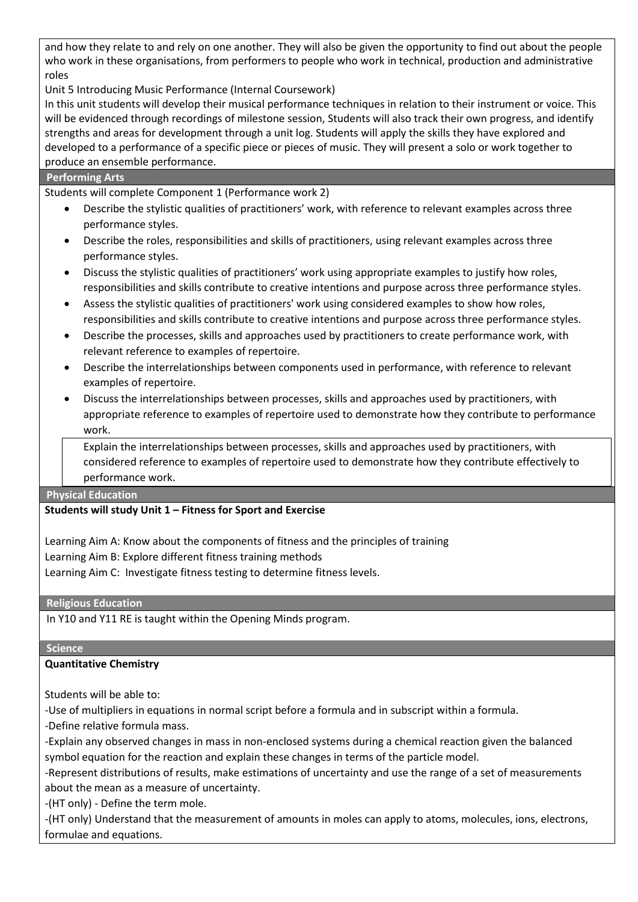and how they relate to and rely on one another. They will also be given the opportunity to find out about the people who work in these organisations, from performers to people who work in technical, production and administrative roles

Unit 5 Introducing Music Performance (Internal Coursework)

In this unit students will develop their musical performance techniques in relation to their instrument or voice. This will be evidenced through recordings of milestone session, Students will also track their own progress, and identify strengths and areas for development through a unit log. Students will apply the skills they have explored and developed to a performance of a specific piece or pieces of music. They will present a solo or work together to produce an ensemble performance.

## Performing Arts

Students will complete Component 1 (Performance work 2)

- Describe the stylistic qualities of practitioners' work, with reference to relevant examples across three performance styles.
- Describe the roles, responsibilities and skills of practitioners, using relevant examples across three performance styles.
- Discuss the stylistic qualities of practitioners' work using appropriate examples to justify how roles, responsibilities and skills contribute to creative intentions and purpose across three performance styles.
- Assess the stylistic qualities of practitioners' work using considered examples to show how roles, responsibilities and skills contribute to creative intentions and purpose across three performance styles.
- Describe the processes, skills and approaches used by practitioners to create performance work, with relevant reference to examples of repertoire.
- Describe the interrelationships between components used in performance, with reference to relevant examples of repertoire.
- Discuss the interrelationships between processes, skills and approaches used by practitioners, with appropriate reference to examples of repertoire used to demonstrate how they contribute to performance work.

Explain the interrelationships between processes, skills and approaches used by practitioners, with considered reference to examples of repertoire used to demonstrate how they contribute effectively to performance work.

## Physical Education

**Students will study Unit 1 – Fitness for Sport and Exercise**

Learning Aim A: Know about the components of fitness and the principles of training

Learning Aim B: Explore different fitness training methods

Learning Aim C: Investigate fitness testing to determine fitness levels.

## Religious Education

In Y10 and Y11 RE is taught within the Opening Minds program.

## Science

**Quantitative Chemistry**

Students will be able to:

-Use of multipliers in equations in normal script before a formula and in subscript within a formula.

-Define relative formula mass.

-Explain any observed changes in mass in non-enclosed systems during a chemical reaction given the balanced symbol equation for the reaction and explain these changes in terms of the particle model.

-Represent distributions of results, make estimations of uncertainty and use the range of a set of measurements about the mean as a measure of uncertainty.

-(HT only) - Define the term mole.

-(HT only) Understand that the measurement of amounts in moles can apply to atoms, molecules, ions, electrons, formulae and equations.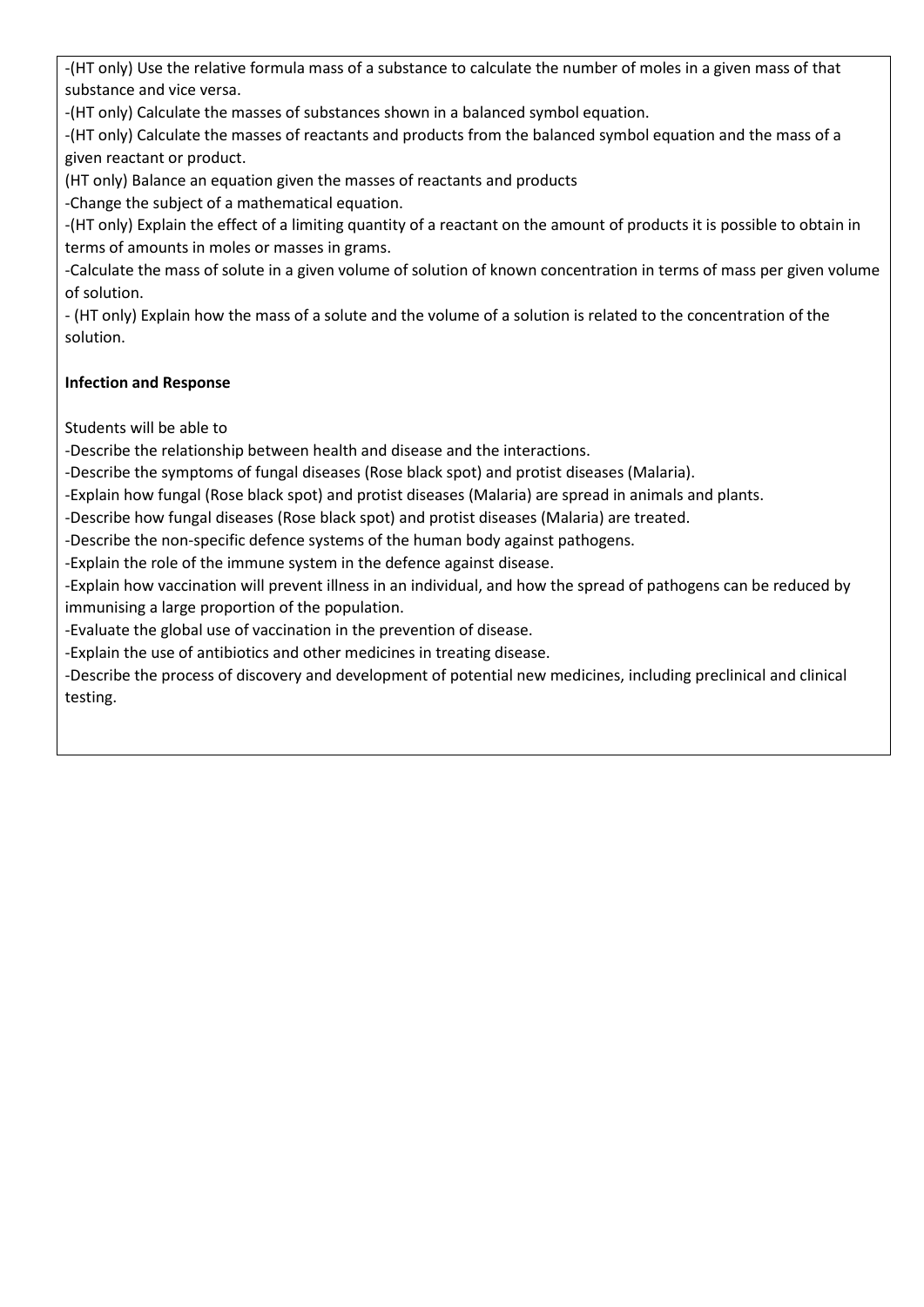-(HT only) Use the relative formula mass of a substance to calculate the number of moles in a given mass of that substance and vice versa.

-(HT only) Calculate the masses of substances shown in a balanced symbol equation.

-(HT only) Calculate the masses of reactants and products from the balanced symbol equation and the mass of a given reactant or product.

(HT only) Balance an equation given the masses of reactants and products

-Change the subject of a mathematical equation.

-(HT only) Explain the effect of a limiting quantity of a reactant on the amount of products it is possible to obtain in terms of amounts in moles or masses in grams.

-Calculate the mass of solute in a given volume of solution of known concentration in terms of mass per given volume of solution.

- (HT only) Explain how the mass of a solute and the volume of a solution is related to the concentration of the solution.

**Infection and Response**

Students will be able to

-Describe the relationship between health and disease and the interactions.

-Describe the symptoms of fungal diseases (Rose black spot) and protist diseases (Malaria).

-Explain how fungal (Rose black spot) and protist diseases (Malaria) are spread in animals and plants.

-Describe how fungal diseases (Rose black spot) and protist diseases (Malaria) are treated.

-Describe the non-specific defence systems of the human body against pathogens.

-Explain the role of the immune system in the defence against disease.

-Explain how vaccination will prevent illness in an individual, and how the spread of pathogens can be reduced by immunising a large proportion of the population.

-Evaluate the global use of vaccination in the prevention of disease.

-Explain the use of antibiotics and other medicines in treating disease.

-Describe the process of discovery and development of potential new medicines, including preclinical and clinical testing.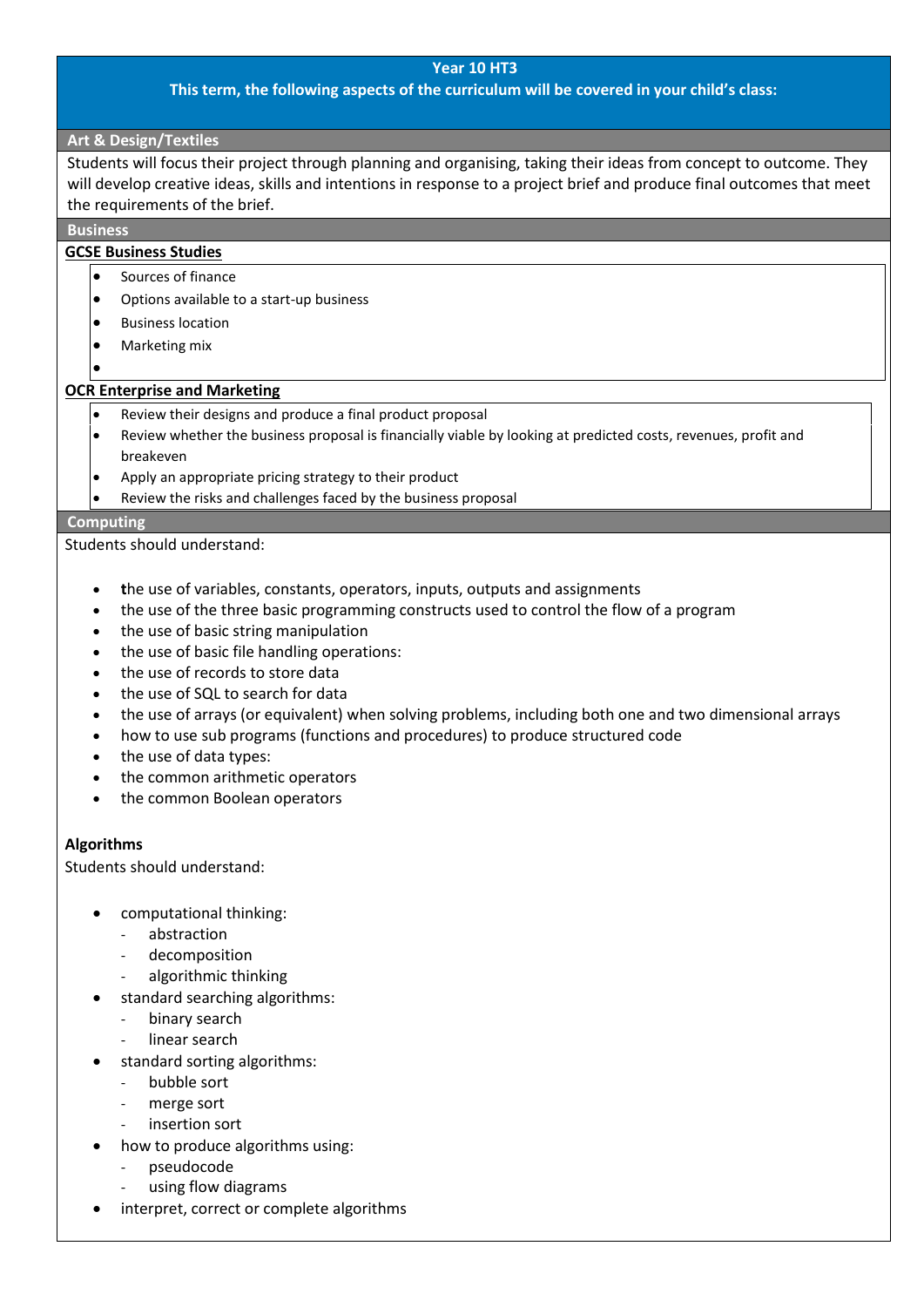# Year 10 HT3

**This term, the following aspects of the curriculum will be covered in your child's class:**

## Art & Design/Textiles

Students will focus their project through planning and organising, taking their ideas from concept to outcome. They will develop creative ideas, skills and intentions in response to a project brief and produce final outcomes that meet the requirements of the brief.

## Business

**GCSE Business Studies**

- Sources of finance
- Options available to a start-up business
- Business location
- Marketing mix
- 

**OCR Enterprise and Marketing**

- Review their designs and produce a final product proposal
- Review whether the business proposal is financially viable by looking at predicted costs, revenues, profit and breakeven
- Apply an appropriate pricing strategy to their product
- Review the risks and challenges faced by the business proposal

## Computing

Students should understand:

- the use of variables, constants, operators, inputs, outputs and assignments
- the use of the three basic programming constructs used to control the flow of a program
- the use of basic string manipulation
- the use of basic file handling operations:
- the use of records to store data
- the use of SQL to search for data
- the use of arrays (or equivalent) when solving problems, including both one and two dimensional arrays
- how to use sub programs (functions and procedures) to produce structured code
- the use of data types:
- the common arithmetic operators
- the common Boolean operators

**Algorithms**

Students should understand:

- computational thinking:
  - abstraction
  - decomposition
  - algorithmic thinking
- standard searching algorithms:
  - binary search
  - linear search
- standard sorting algorithms:
  - bubble sort
  - merge sort
  - insertion sort
- how to produce algorithms using:
  - pseudocode
  - using flow diagrams
- interpret, correct or complete algorithms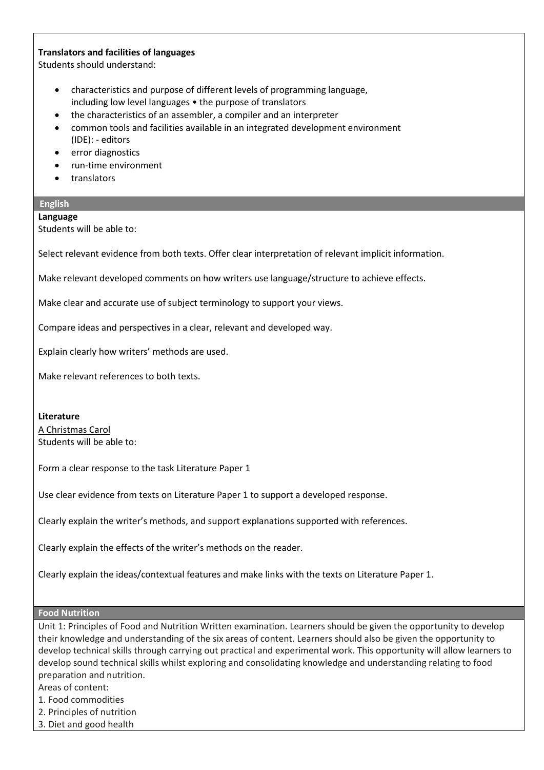**Translators and facilities of languages**

Students should understand:

- characteristics and purpose of different levels of programming language, including low level languages • the purpose of translators
- the characteristics of an assembler, a compiler and an interpreter
- common tools and facilities available in an integrated development environment (IDE): - editors
- error diagnostics
- run-time environment
- translators

## English

**Language**

Students will be able to:

Select relevant evidence from both texts. Offer clear interpretation of relevant implicit information.

Make relevant developed comments on how writers use language/structure to achieve effects.

Make clear and accurate use of subject terminology to support your views.

Compare ideas and perspectives in a clear, relevant and developed way.

Explain clearly how writers' methods are used.

Make relevant references to both texts.

**Literature**

A Christmas Carol

Students will be able to:

Form a clear response to the task Literature Paper 1

Use clear evidence from texts on Literature Paper 1 to support a developed response.

Clearly explain the writer's methods, and support explanations supported with references.

Clearly explain the effects of the writer's methods on the reader.

Clearly explain the ideas/contextual features and make links with the texts on Literature Paper 1.

## Food Nutrition

Unit 1: Principles of Food and Nutrition Written examination. Learners should be given the opportunity to develop their knowledge and understanding of the six areas of content. Learners should also be given the opportunity to develop technical skills through carrying out practical and experimental work. This opportunity will allow learners to develop sound technical skills whilst exploring and consolidating knowledge and understanding relating to food preparation and nutrition.

Areas of content:

1. Food commodities
2. Principles of nutrition
3. Diet and good health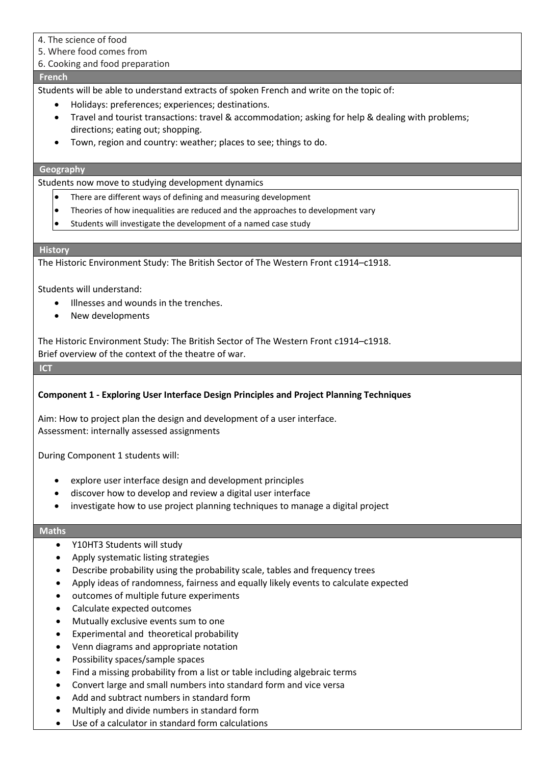4. The science of food
5. Where food comes from
6. Cooking and food preparation

## French

Students will be able to understand extracts of spoken French and write on the topic of:

- Holidays: preferences; experiences; destinations.
- Travel and tourist transactions: travel & accommodation; asking for help & dealing with problems; directions; eating out; shopping.
- Town, region and country: weather; places to see; things to do.

## Geography

Students now move to studying development dynamics

- There are different ways of defining and measuring development
- Theories of how inequalities are reduced and the approaches to development vary
- Students will investigate the development of a named case study

## History

The Historic Environment Study: The British Sector of The Western Front c1914–c1918.

Students will understand:

- Illnesses and wounds in the trenches.
- New developments

The Historic Environment Study: The British Sector of The Western Front c1914–c1918.
Brief overview of the context of the theatre of war.

## ICT

**Component 1 - Exploring User Interface Design Principles and Project Planning Techniques**

Aim: How to project plan the design and development of a user interface.
Assessment: internally assessed assignments

During Component 1 students will:

- explore user interface design and development principles
- discover how to develop and review a digital user interface
- investigate how to use project planning techniques to manage a digital project

## Maths

- Y10HT3 Students will study
- Apply systematic listing strategies
- Describe probability using the probability scale, tables and frequency trees
- Apply ideas of randomness, fairness and equally likely events to calculate expected
- outcomes of multiple future experiments
- Calculate expected outcomes
- Mutually exclusive events sum to one
- Experimental and theoretical probability
- Venn diagrams and appropriate notation
- Possibility spaces/sample spaces
- Find a missing probability from a list or table including algebraic terms
- Convert large and small numbers into standard form and vice versa
- Add and subtract numbers in standard form
- Multiply and divide numbers in standard form
- Use of a calculator in standard form calculations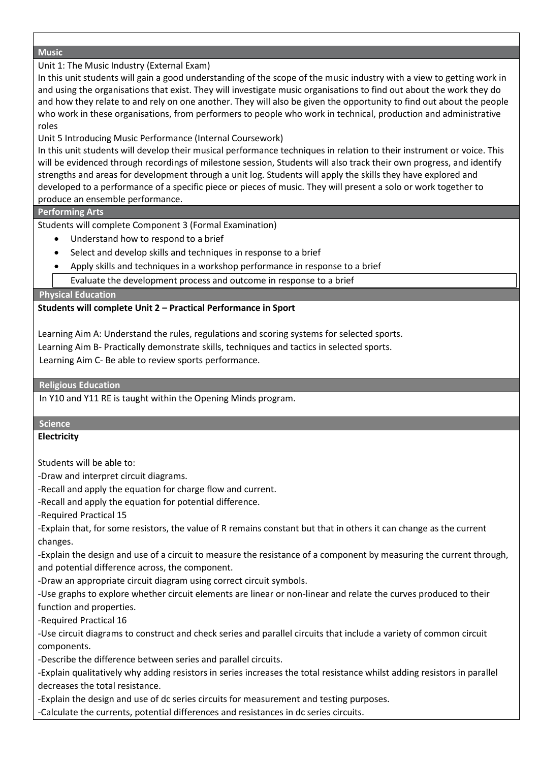## Music

Unit 1: The Music Industry (External Exam)

In this unit students will gain a good understanding of the scope of the music industry with a view to getting work in and using the organisations that exist. They will investigate music organisations to find out about the work they do and how they relate to and rely on one another. They will also be given the opportunity to find out about the people who work in these organisations, from performers to people who work in technical, production and administrative roles

Unit 5 Introducing Music Performance (Internal Coursework)

In this unit students will develop their musical performance techniques in relation to their instrument or voice. This will be evidenced through recordings of milestone session, Students will also track their own progress, and identify strengths and areas for development through a unit log. Students will apply the skills they have explored and developed to a performance of a specific piece or pieces of music. They will present a solo or work together to produce an ensemble performance.

## Performing Arts

Students will complete Component 3 (Formal Examination)

- Understand how to respond to a brief
- Select and develop skills and techniques in response to a brief
- Apply skills and techniques in a workshop performance in response to a brief
- Evaluate the development process and outcome in response to a brief

## Physical Education

**Students will complete Unit 2 – Practical Performance in Sport**

Learning Aim A: Understand the rules, regulations and scoring systems for selected sports.

Learning Aim B- Practically demonstrate skills, techniques and tactics in selected sports.

Learning Aim C- Be able to review sports performance.

## Religious Education

In Y10 and Y11 RE is taught within the Opening Minds program.

## Science

**Electricity**

Students will be able to:

-Draw and interpret circuit diagrams.

-Recall and apply the equation for charge flow and current.

-Recall and apply the equation for potential difference.

-Required Practical 15

-Explain that, for some resistors, the value of R remains constant but that in others it can change as the current changes.

-Explain the design and use of a circuit to measure the resistance of a component by measuring the current through, and potential difference across, the component.

-Draw an appropriate circuit diagram using correct circuit symbols.

-Use graphs to explore whether circuit elements are linear or non-linear and relate the curves produced to their function and properties.

-Required Practical 16

-Use circuit diagrams to construct and check series and parallel circuits that include a variety of common circuit components.

-Describe the difference between series and parallel circuits.

-Explain qualitatively why adding resistors in series increases the total resistance whilst adding resistors in parallel decreases the total resistance.

-Explain the design and use of dc series circuits for measurement and testing purposes.

-Calculate the currents, potential differences and resistances in dc series circuits.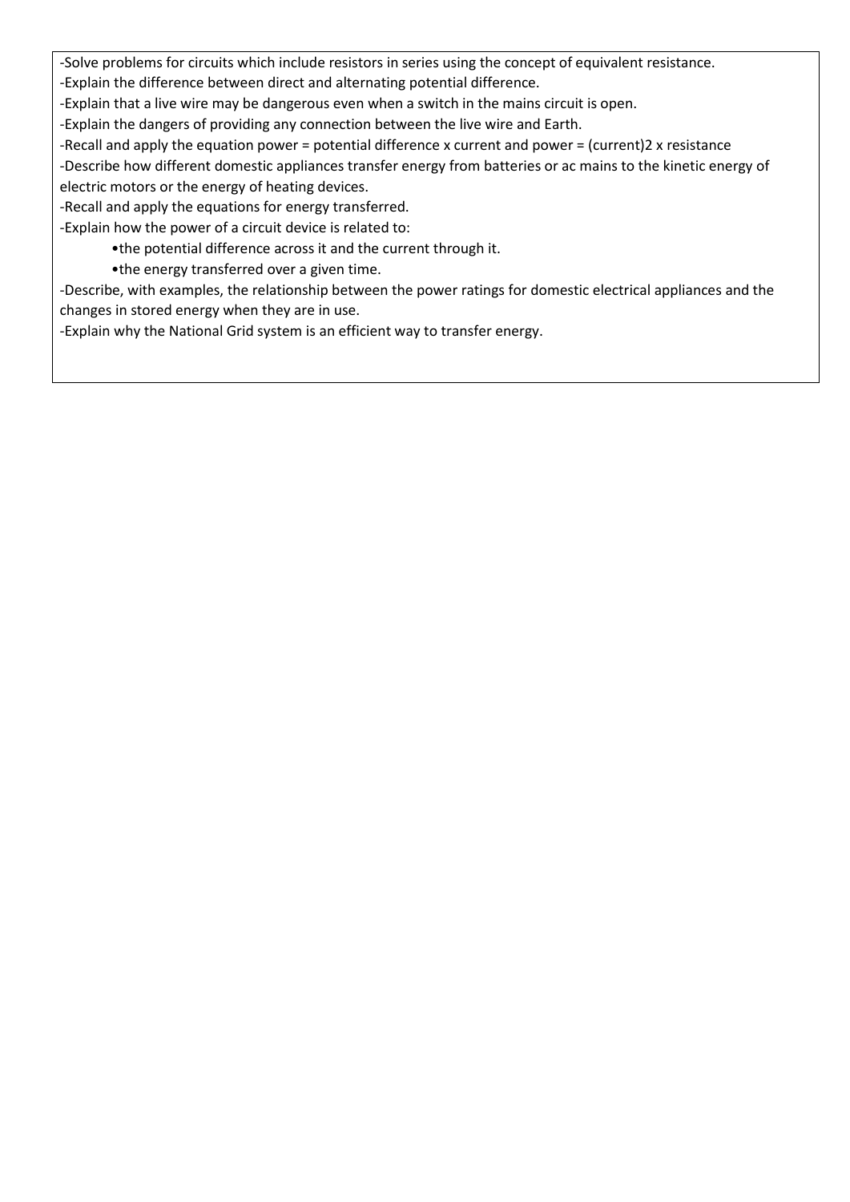-Solve problems for circuits which include resistors in series using the concept of equivalent resistance.

-Explain the difference between direct and alternating potential difference.

-Explain that a live wire may be dangerous even when a switch in the mains circuit is open.

-Explain the dangers of providing any connection between the live wire and Earth.

-Recall and apply the equation power = potential difference x current and power = (current)2 x resistance

-Describe how different domestic appliances transfer energy from batteries or ac mains to the kinetic energy of electric motors or the energy of heating devices.

-Recall and apply the equations for energy transferred.

-Explain how the power of a circuit device is related to:

- the potential difference across it and the current through it.
- the energy transferred over a given time.

-Describe, with examples, the relationship between the power ratings for domestic electrical appliances and the changes in stored energy when they are in use.

-Explain why the National Grid system is an efficient way to transfer energy.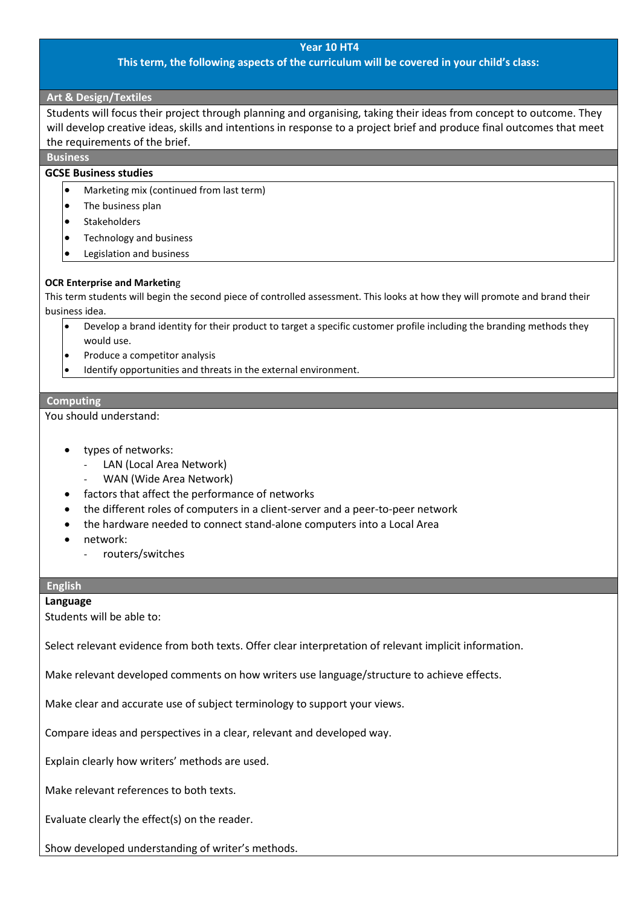# Year 10 HT4

**This term, the following aspects of the curriculum will be covered in your child's class:**

## Art & Design/Textiles

Students will focus their project through planning and organising, taking their ideas from concept to outcome. They will develop creative ideas, skills and intentions in response to a project brief and produce final outcomes that meet the requirements of the brief.

## Business

### GCSE Business studies

- Marketing mix (continued from last term)
- The business plan
- Stakeholders
- Technology and business
- Legislation and business

### OCR Enterprise and Marketing

This term students will begin the second piece of controlled assessment. This looks at how they will promote and brand their business idea.

- Develop a brand identity for their product to target a specific customer profile including the branding methods they would use.
- Produce a competitor analysis
- Identify opportunities and threats in the external environment.

## Computing

You should understand:

- types of networks:
  - LAN (Local Area Network)
  - WAN (Wide Area Network)
- factors that affect the performance of networks
- the different roles of computers in a client-server and a peer-to-peer network
- the hardware needed to connect stand-alone computers into a Local Area
- network:
  - routers/switches

## English

### Language

Students will be able to:

Select relevant evidence from both texts. Offer clear interpretation of relevant implicit information.

Make relevant developed comments on how writers use language/structure to achieve effects.

Make clear and accurate use of subject terminology to support your views.

Compare ideas and perspectives in a clear, relevant and developed way.

Explain clearly how writers' methods are used.

Make relevant references to both texts.

Evaluate clearly the effect(s) on the reader.

Show developed understanding of writer's methods.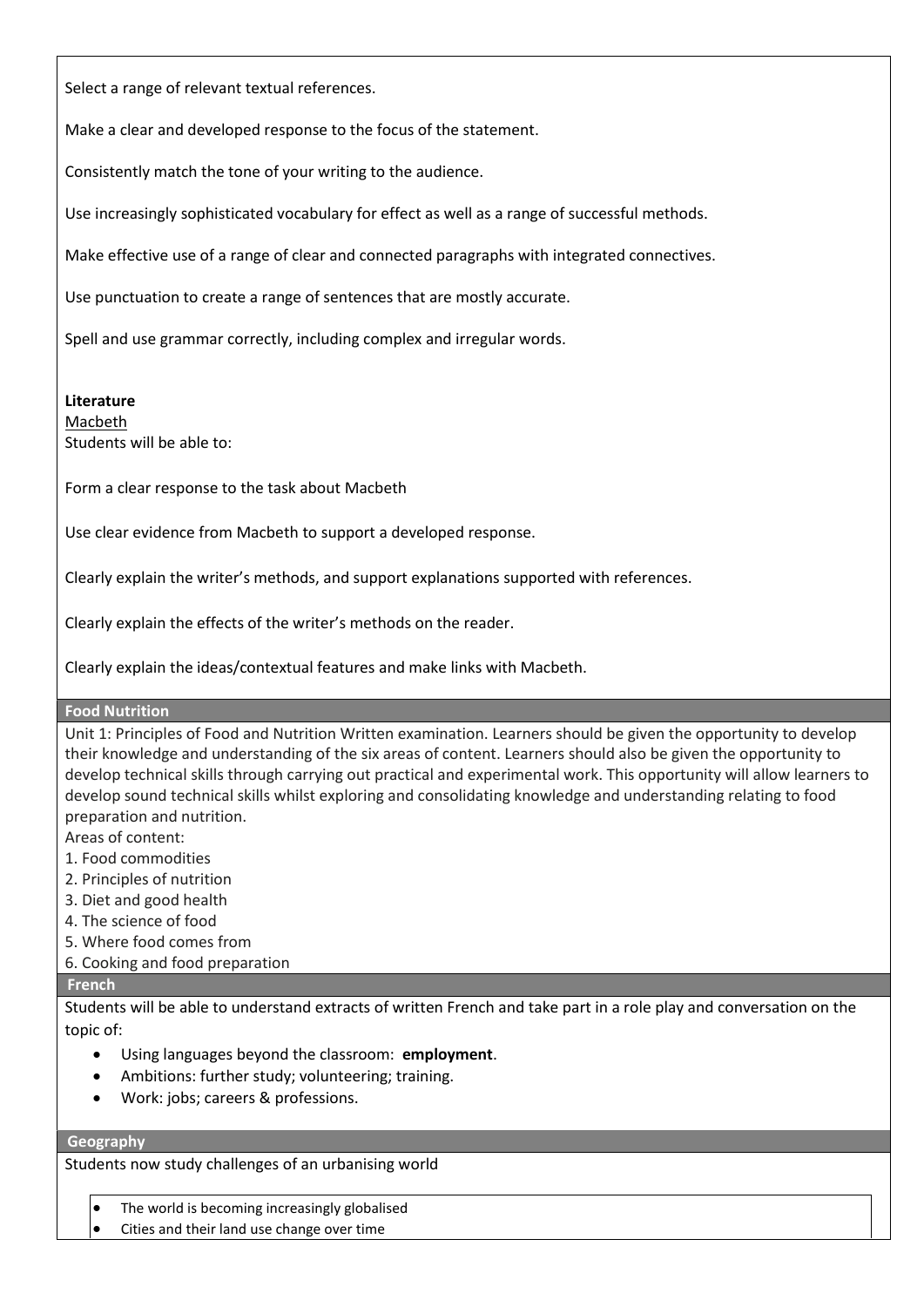Select a range of relevant textual references.

Make a clear and developed response to the focus of the statement.

Consistently match the tone of your writing to the audience.

Use increasingly sophisticated vocabulary for effect as well as a range of successful methods.

Make effective use of a range of clear and connected paragraphs with integrated connectives.

Use punctuation to create a range of sentences that are mostly accurate.

Spell and use grammar correctly, including complex and irregular words.

**Literature**

Macbeth

Students will be able to:

Form a clear response to the task about Macbeth

Use clear evidence from Macbeth to support a developed response.

Clearly explain the writer's methods, and support explanations supported with references.

Clearly explain the effects of the writer's methods on the reader.

Clearly explain the ideas/contextual features and make links with Macbeth.

## Food Nutrition

Unit 1: Principles of Food and Nutrition Written examination. Learners should be given the opportunity to develop their knowledge and understanding of the six areas of content. Learners should also be given the opportunity to develop technical skills through carrying out practical and experimental work. This opportunity will allow learners to develop sound technical skills whilst exploring and consolidating knowledge and understanding relating to food preparation and nutrition.

Areas of content:

1. Food commodities
2. Principles of nutrition
3. Diet and good health
4. The science of food
5. Where food comes from
6. Cooking and food preparation

## French

Students will be able to understand extracts of written French and take part in a role play and conversation on the topic of:

- Using languages beyond the classroom: **employment**.
- Ambitions: further study; volunteering; training.
- Work: jobs; careers & professions.

## Geography

Students now study challenges of an urbanising world

- The world is becoming increasingly globalised
- Cities and their land use change over time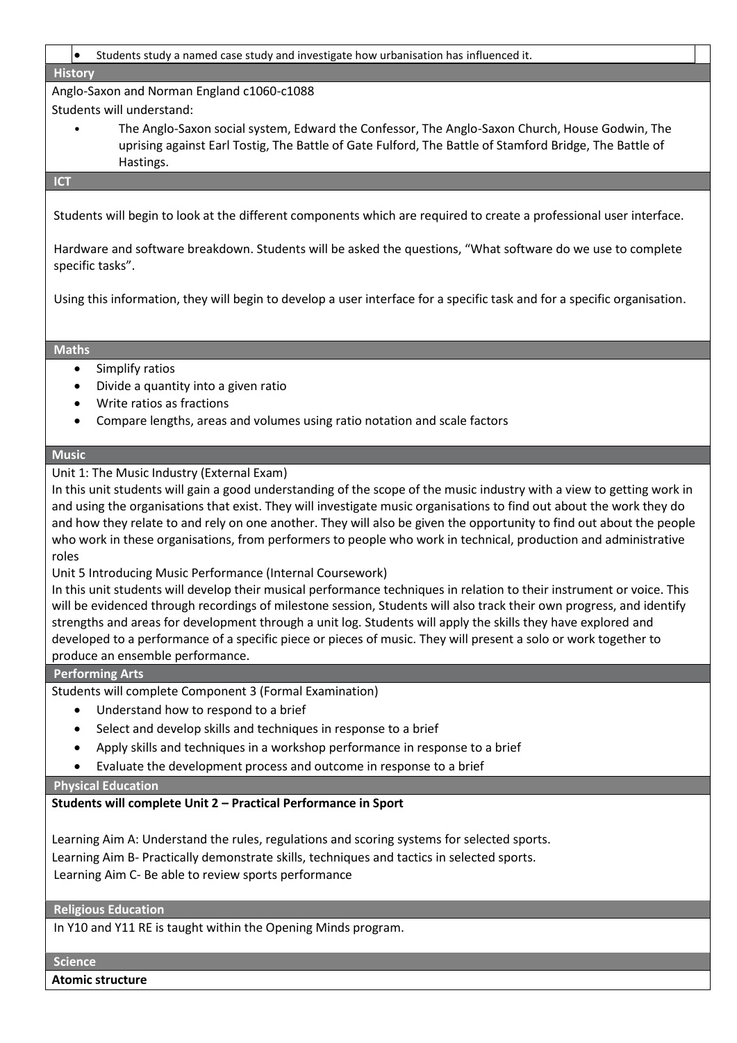- Students study a named case study and investigate how urbanisation has influenced it.

## History

Anglo-Saxon and Norman England c1060-c1088

Students will understand:

- The Anglo-Saxon social system, Edward the Confessor, The Anglo-Saxon Church, House Godwin, The uprising against Earl Tostig, The Battle of Gate Fulford, The Battle of Stamford Bridge, The Battle of Hastings.

## ICT

Students will begin to look at the different components which are required to create a professional user interface.

Hardware and software breakdown. Students will be asked the questions, "What software do we use to complete specific tasks".

Using this information, they will begin to develop a user interface for a specific task and for a specific organisation.

## Maths

- Simplify ratios
- Divide a quantity into a given ratio
- Write ratios as fractions
- Compare lengths, areas and volumes using ratio notation and scale factors

## Music

Unit 1: The Music Industry (External Exam)

In this unit students will gain a good understanding of the scope of the music industry with a view to getting work in and using the organisations that exist. They will investigate music organisations to find out about the work they do and how they relate to and rely on one another. They will also be given the opportunity to find out about the people who work in these organisations, from performers to people who work in technical, production and administrative roles

Unit 5 Introducing Music Performance (Internal Coursework)

In this unit students will develop their musical performance techniques in relation to their instrument or voice. This will be evidenced through recordings of milestone session, Students will also track their own progress, and identify strengths and areas for development through a unit log. Students will apply the skills they have explored and developed to a performance of a specific piece or pieces of music. They will present a solo or work together to produce an ensemble performance.

## Performing Arts

Students will complete Component 3 (Formal Examination)

- Understand how to respond to a brief
- Select and develop skills and techniques in response to a brief
- Apply skills and techniques in a workshop performance in response to a brief
- Evaluate the development process and outcome in response to a brief

## Physical Education

**Students will complete Unit 2 – Practical Performance in Sport**

Learning Aim A: Understand the rules, regulations and scoring systems for selected sports.

Learning Aim B- Practically demonstrate skills, techniques and tactics in selected sports.

Learning Aim C- Be able to review sports performance

## Religious Education

In Y10 and Y11 RE is taught within the Opening Minds program.

## Science

**Atomic structure**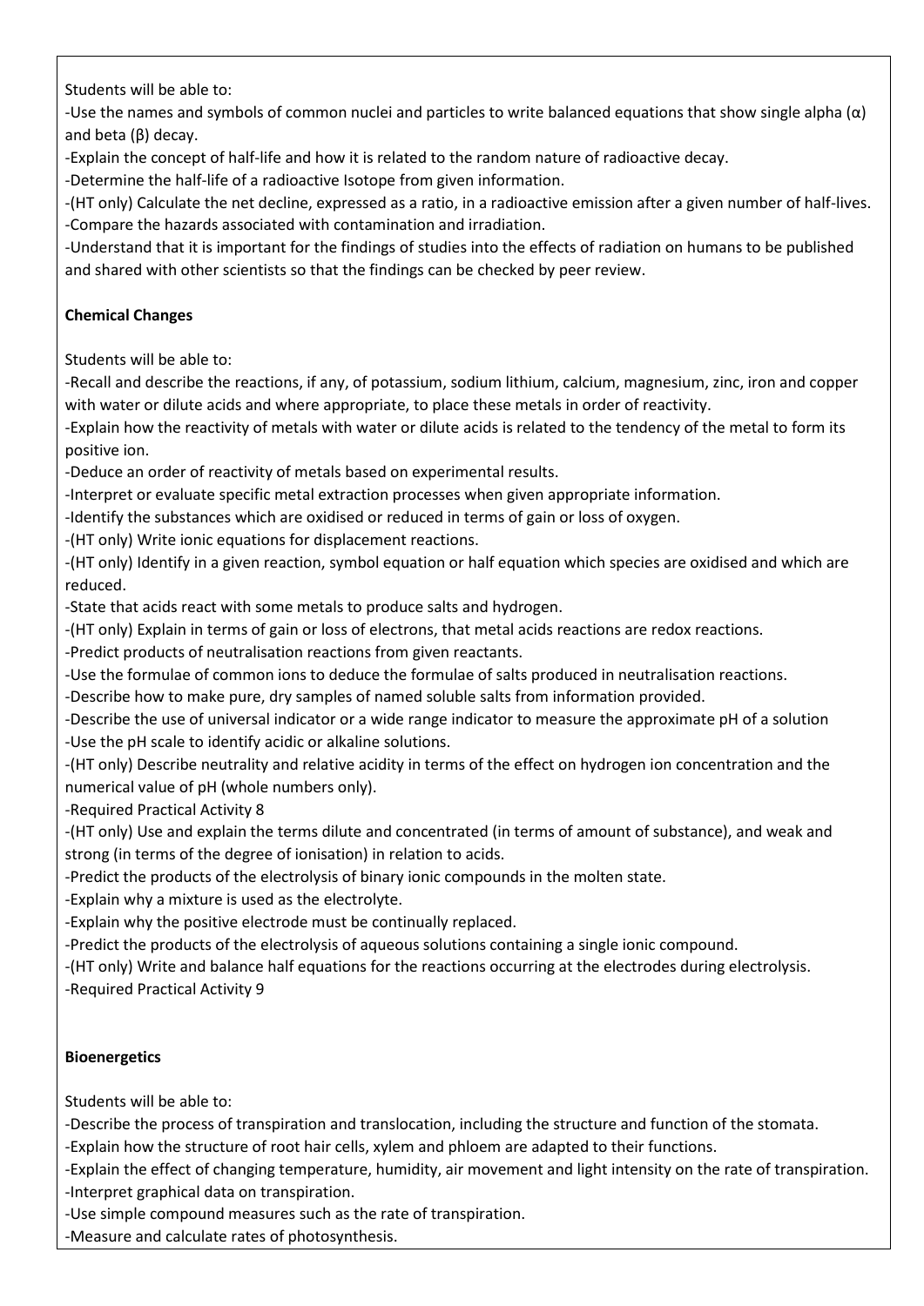Students will be able to:

-Use the names and symbols of common nuclei and particles to write balanced equations that show single alpha (α) and beta (β) decay.

-Explain the concept of half-life and how it is related to the random nature of radioactive decay.

-Determine the half-life of a radioactive Isotope from given information.

-(HT only) Calculate the net decline, expressed as a ratio, in a radioactive emission after a given number of half-lives.

-Compare the hazards associated with contamination and irradiation.

-Understand that it is important for the findings of studies into the effects of radiation on humans to be published and shared with other scientists so that the findings can be checked by peer review.

**Chemical Changes**

Students will be able to:

-Recall and describe the reactions, if any, of potassium, sodium lithium, calcium, magnesium, zinc, iron and copper with water or dilute acids and where appropriate, to place these metals in order of reactivity.

-Explain how the reactivity of metals with water or dilute acids is related to the tendency of the metal to form its positive ion.

-Deduce an order of reactivity of metals based on experimental results.

-Interpret or evaluate specific metal extraction processes when given appropriate information.

-Identify the substances which are oxidised or reduced in terms of gain or loss of oxygen.

-(HT only) Write ionic equations for displacement reactions.

-(HT only) Identify in a given reaction, symbol equation or half equation which species are oxidised and which are reduced.

-State that acids react with some metals to produce salts and hydrogen.

-(HT only) Explain in terms of gain or loss of electrons, that metal acids reactions are redox reactions.

-Predict products of neutralisation reactions from given reactants.

-Use the formulae of common ions to deduce the formulae of salts produced in neutralisation reactions.

-Describe how to make pure, dry samples of named soluble salts from information provided.

-Describe the use of universal indicator or a wide range indicator to measure the approximate pH of a solution

-Use the pH scale to identify acidic or alkaline solutions.

-(HT only) Describe neutrality and relative acidity in terms of the effect on hydrogen ion concentration and the numerical value of pH (whole numbers only).

-Required Practical Activity 8

-(HT only) Use and explain the terms dilute and concentrated (in terms of amount of substance), and weak and strong (in terms of the degree of ionisation) in relation to acids.

-Predict the products of the electrolysis of binary ionic compounds in the molten state.

-Explain why a mixture is used as the electrolyte.

-Explain why the positive electrode must be continually replaced.

-Predict the products of the electrolysis of aqueous solutions containing a single ionic compound.

-(HT only) Write and balance half equations for the reactions occurring at the electrodes during electrolysis.

-Required Practical Activity 9

**Bioenergetics**

Students will be able to:

-Describe the process of transpiration and translocation, including the structure and function of the stomata.

-Explain how the structure of root hair cells, xylem and phloem are adapted to their functions.

-Explain the effect of changing temperature, humidity, air movement and light intensity on the rate of transpiration.

-Interpret graphical data on transpiration.

-Use simple compound measures such as the rate of transpiration.

-Measure and calculate rates of photosynthesis.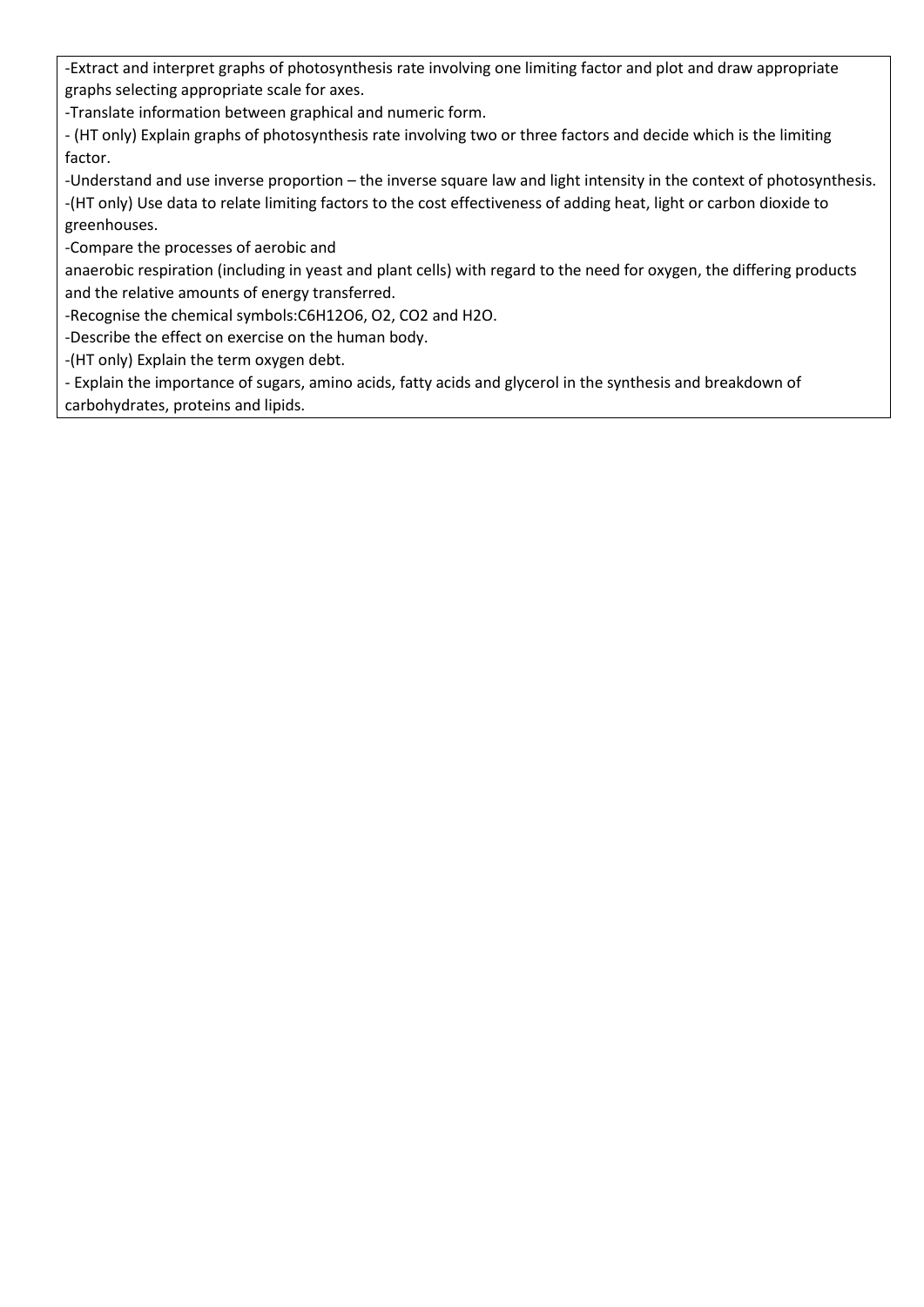-Extract and interpret graphs of photosynthesis rate involving one limiting factor and plot and draw appropriate graphs selecting appropriate scale for axes.

-Translate information between graphical and numeric form.

- (HT only) Explain graphs of photosynthesis rate involving two or three factors and decide which is the limiting factor.

-Understand and use inverse proportion – the inverse square law and light intensity in the context of photosynthesis.

-(HT only) Use data to relate limiting factors to the cost effectiveness of adding heat, light or carbon dioxide to greenhouses.

-Compare the processes of aerobic and anaerobic respiration (including in yeast and plant cells) with regard to the need for oxygen, the differing products and the relative amounts of energy transferred.

-Recognise the chemical symbols: $C_6H_{12}O_6$, $O_2$, $CO_2$ and $H_2O$.

-Describe the effect on exercise on the human body.

-(HT only) Explain the term oxygen debt.

- Explain the importance of sugars, amino acids, fatty acids and glycerol in the synthesis and breakdown of carbohydrates, proteins and lipids.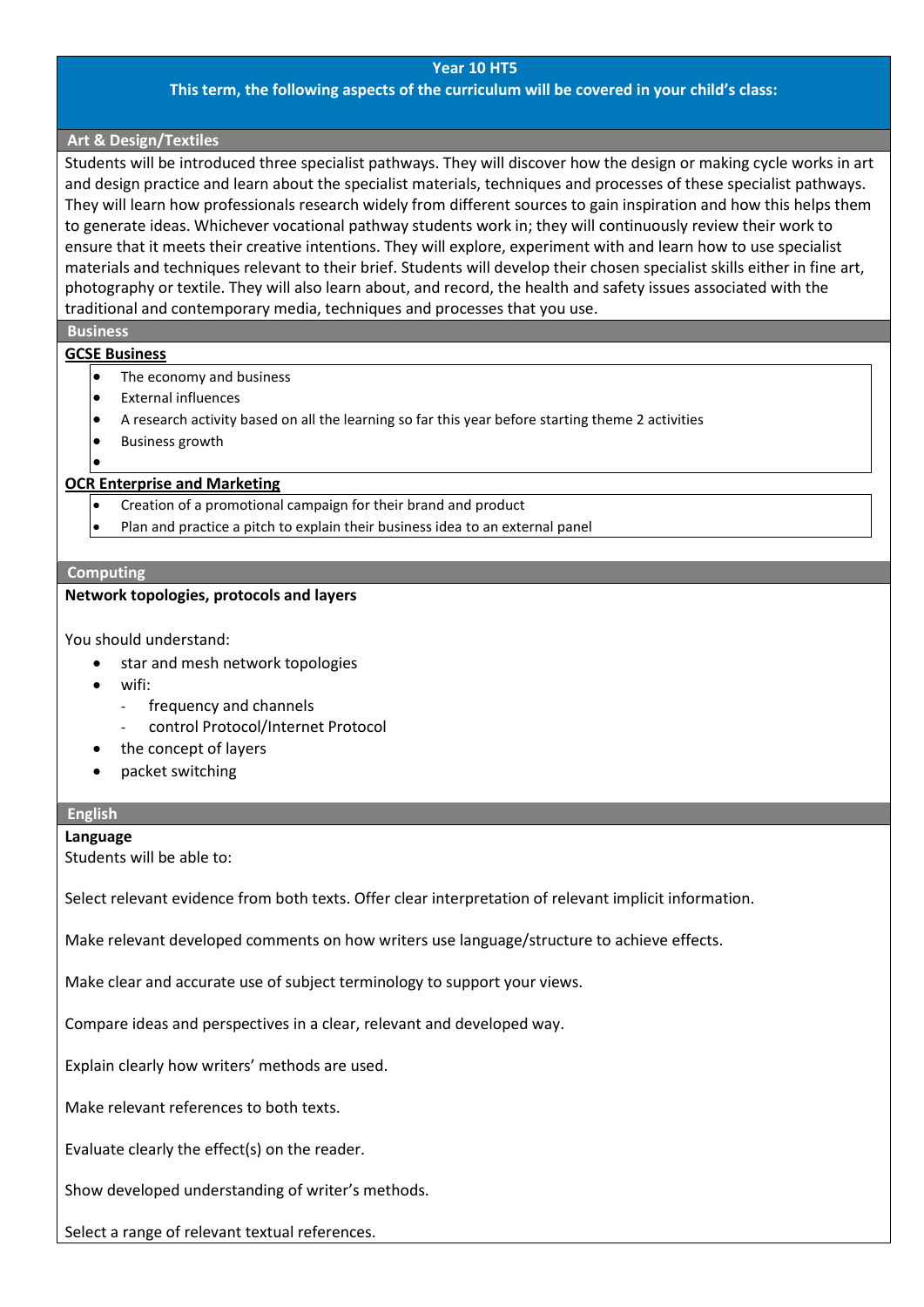## Year 10 HT5

**This term, the following aspects of the curriculum will be covered in your child's class:**

### Art & Design/Textiles

Students will be introduced three specialist pathways. They will discover how the design or making cycle works in art and design practice and learn about the specialist materials, techniques and processes of these specialist pathways. They will learn how professionals research widely from different sources to gain inspiration and how this helps them to generate ideas. Whichever vocational pathway students work in; they will continuously review their work to ensure that it meets their creative intentions. They will explore, experiment with and learn how to use specialist materials and techniques relevant to their brief. Students will develop their chosen specialist skills either in fine art, photography or textile. They will also learn about, and record, the health and safety issues associated with the traditional and contemporary media, techniques and processes that you use.

### Business

**GCSE Business**

- The economy and business
- External influences
- A research activity based on all the learning so far this year before starting theme 2 activities
- Business growth

**OCR Enterprise and Marketing**

- Creation of a promotional campaign for their brand and product
- Plan and practice a pitch to explain their business idea to an external panel

### Computing

**Network topologies, protocols and layers**

You should understand:

- star and mesh network topologies
- wifi:
  - frequency and channels
  - control Protocol/Internet Protocol
- the concept of layers
- packet switching

### English

**Language**

Students will be able to:

Select relevant evidence from both texts. Offer clear interpretation of relevant implicit information.

Make relevant developed comments on how writers use language/structure to achieve effects.

Make clear and accurate use of subject terminology to support your views.

Compare ideas and perspectives in a clear, relevant and developed way.

Explain clearly how writers' methods are used.

Make relevant references to both texts.

Evaluate clearly the effect(s) on the reader.

Show developed understanding of writer's methods.

Select a range of relevant textual references.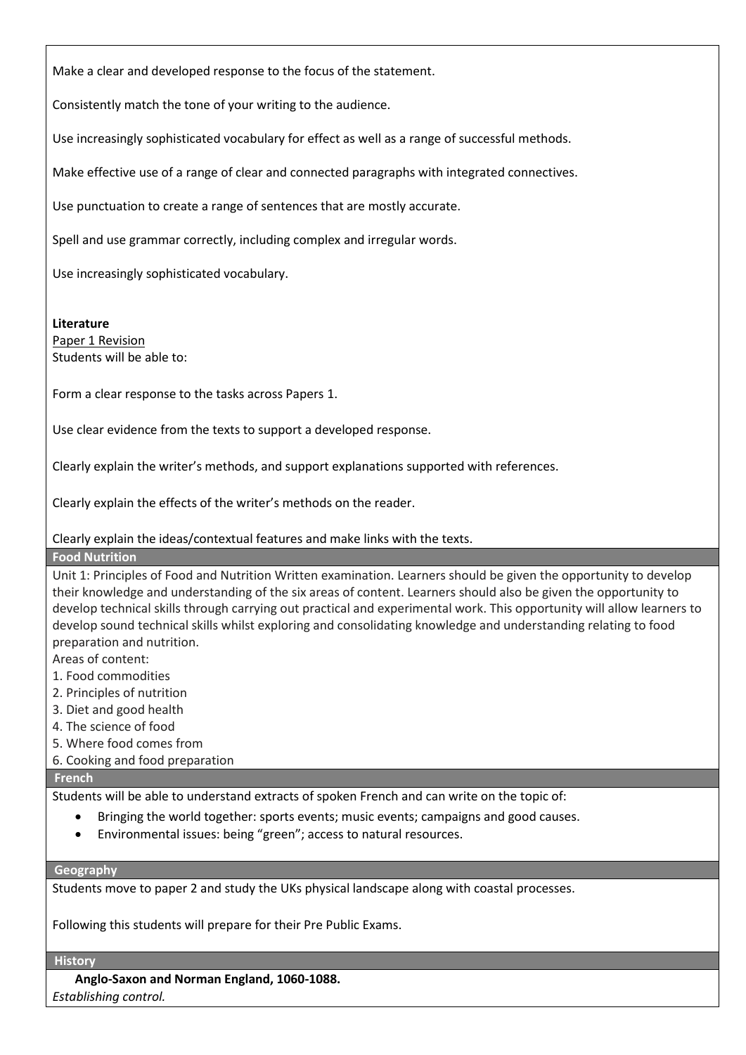Make a clear and developed response to the focus of the statement.

Consistently match the tone of your writing to the audience.

Use increasingly sophisticated vocabulary for effect as well as a range of successful methods.

Make effective use of a range of clear and connected paragraphs with integrated connectives.

Use punctuation to create a range of sentences that are mostly accurate.

Spell and use grammar correctly, including complex and irregular words.

Use increasingly sophisticated vocabulary.

**Literature**

Paper 1 Revision

Students will be able to:

Form a clear response to the tasks across Papers 1.

Use clear evidence from the texts to support a developed response.

Clearly explain the writer's methods, and support explanations supported with references.

Clearly explain the effects of the writer's methods on the reader.

Clearly explain the ideas/contextual features and make links with the texts.

## Food Nutrition

Unit 1: Principles of Food and Nutrition Written examination. Learners should be given the opportunity to develop their knowledge and understanding of the six areas of content. Learners should also be given the opportunity to develop technical skills through carrying out practical and experimental work. This opportunity will allow learners to develop sound technical skills whilst exploring and consolidating knowledge and understanding relating to food preparation and nutrition.

Areas of content:

1. Food commodities
2. Principles of nutrition
3. Diet and good health
4. The science of food
5. Where food comes from
6. Cooking and food preparation

## French

Students will be able to understand extracts of spoken French and can write on the topic of:

- Bringing the world together: sports events; music events; campaigns and good causes.
- Environmental issues: being "green"; access to natural resources.

## Geography

Students move to paper 2 and study the UKs physical landscape along with coastal processes.

Following this students will prepare for their Pre Public Exams.

## History

**Anglo-Saxon and Norman England, 1060-1088.**

*Establishing control.*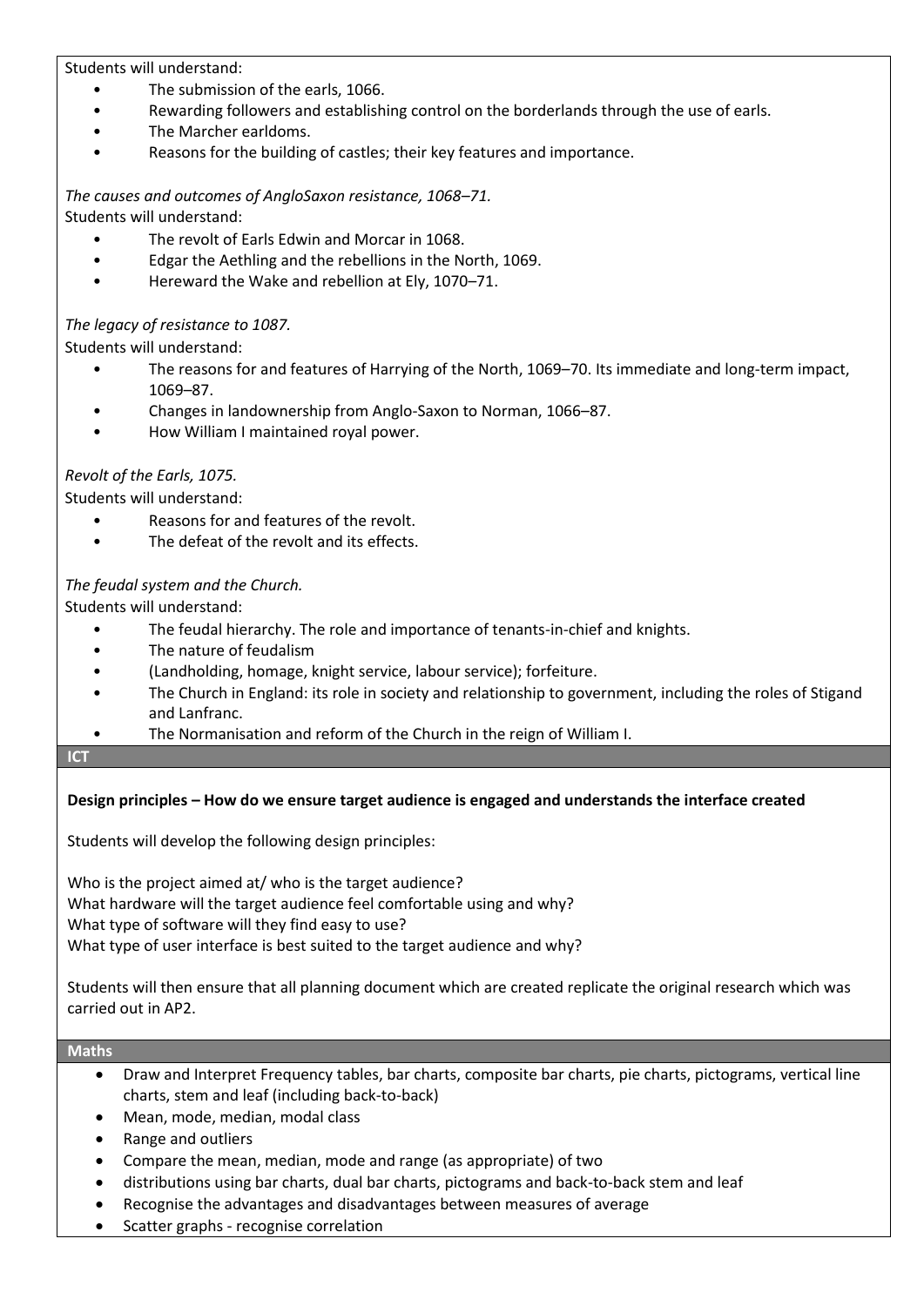Students will understand:

- The submission of the earls, 1066.
- Rewarding followers and establishing control on the borderlands through the use of earls.
- The Marcher earldoms.
- Reasons for the building of castles; their key features and importance.

*The causes and outcomes of AngloSaxon resistance, 1068–71.*

Students will understand:

- The revolt of Earls Edwin and Morcar in 1068.
- Edgar the Aethling and the rebellions in the North, 1069.
- Hereward the Wake and rebellion at Ely, 1070–71.

*The legacy of resistance to 1087.*

Students will understand:

- The reasons for and features of Harrying of the North, 1069–70. Its immediate and long-term impact, 1069–87.
- Changes in landownership from Anglo-Saxon to Norman, 1066–87.
- How William I maintained royal power.

*Revolt of the Earls, 1075.*

Students will understand:

- Reasons for and features of the revolt.
- The defeat of the revolt and its effects.

*The feudal system and the Church.*

Students will understand:

- The feudal hierarchy. The role and importance of tenants-in-chief and knights.
- The nature of feudalism
- (Landholding, homage, knight service, labour service); forfeiture.
- The Church in England: its role in society and relationship to government, including the roles of Stigand and Lanfranc.
- The Normanisation and reform of the Church in the reign of William I.

## ICT

**Design principles – How do we ensure target audience is engaged and understands the interface created**

Students will develop the following design principles:

Who is the project aimed at/ who is the target audience?
What hardware will the target audience feel comfortable using and why?
What type of software will they find easy to use?
What type of user interface is best suited to the target audience and why?

Students will then ensure that all planning document which are created replicate the original research which was carried out in AP2.

## Maths

- Draw and Interpret Frequency tables, bar charts, composite bar charts, pie charts, pictograms, vertical line charts, stem and leaf (including back-to-back)
- Mean, mode, median, modal class
- Range and outliers
- Compare the mean, median, mode and range (as appropriate) of two
- distributions using bar charts, dual bar charts, pictograms and back-to-back stem and leaf
- Recognise the advantages and disadvantages between measures of average
- Scatter graphs - recognise correlation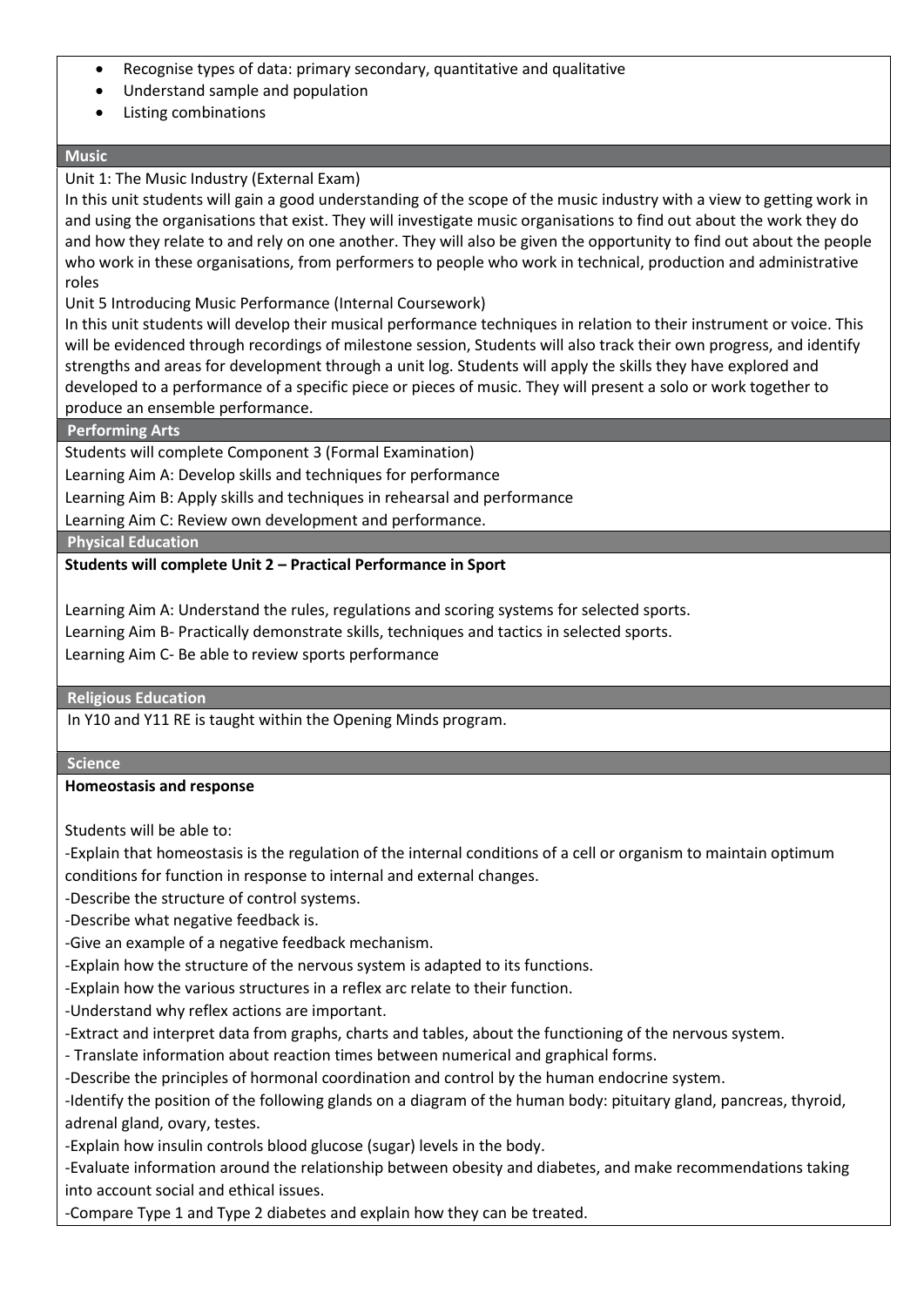- Recognise types of data: primary secondary, quantitative and qualitative
- Understand sample and population
- Listing combinations

## Music

Unit 1: The Music Industry (External Exam)

In this unit students will gain a good understanding of the scope of the music industry with a view to getting work in and using the organisations that exist. They will investigate music organisations to find out about the work they do and how they relate to and rely on one another. They will also be given the opportunity to find out about the people who work in these organisations, from performers to people who work in technical, production and administrative roles

Unit 5 Introducing Music Performance (Internal Coursework)

In this unit students will develop their musical performance techniques in relation to their instrument or voice. This will be evidenced through recordings of milestone session, Students will also track their own progress, and identify strengths and areas for development through a unit log. Students will apply the skills they have explored and developed to a performance of a specific piece or pieces of music. They will present a solo or work together to produce an ensemble performance.

## Performing Arts

Students will complete Component 3 (Formal Examination)

Learning Aim A: Develop skills and techniques for performance

Learning Aim B: Apply skills and techniques in rehearsal and performance

Learning Aim C: Review own development and performance.

## Physical Education

**Students will complete Unit 2 – Practical Performance in Sport**

Learning Aim A: Understand the rules, regulations and scoring systems for selected sports.

Learning Aim B- Practically demonstrate skills, techniques and tactics in selected sports.

Learning Aim C- Be able to review sports performance

## Religious Education

In Y10 and Y11 RE is taught within the Opening Minds program.

## Science

**Homeostasis and response**

Students will be able to:

-Explain that homeostasis is the regulation of the internal conditions of a cell or organism to maintain optimum conditions for function in response to internal and external changes.

-Describe the structure of control systems.

-Describe what negative feedback is.

-Give an example of a negative feedback mechanism.

-Explain how the structure of the nervous system is adapted to its functions.

-Explain how the various structures in a reflex arc relate to their function.

-Understand why reflex actions are important.

-Extract and interpret data from graphs, charts and tables, about the functioning of the nervous system.

- Translate information about reaction times between numerical and graphical forms.

-Describe the principles of hormonal coordination and control by the human endocrine system.

-Identify the position of the following glands on a diagram of the human body: pituitary gland, pancreas, thyroid, adrenal gland, ovary, testes.

-Explain how insulin controls blood glucose (sugar) levels in the body.

-Evaluate information around the relationship between obesity and diabetes, and make recommendations taking into account social and ethical issues.

-Compare Type 1 and Type 2 diabetes and explain how they can be treated.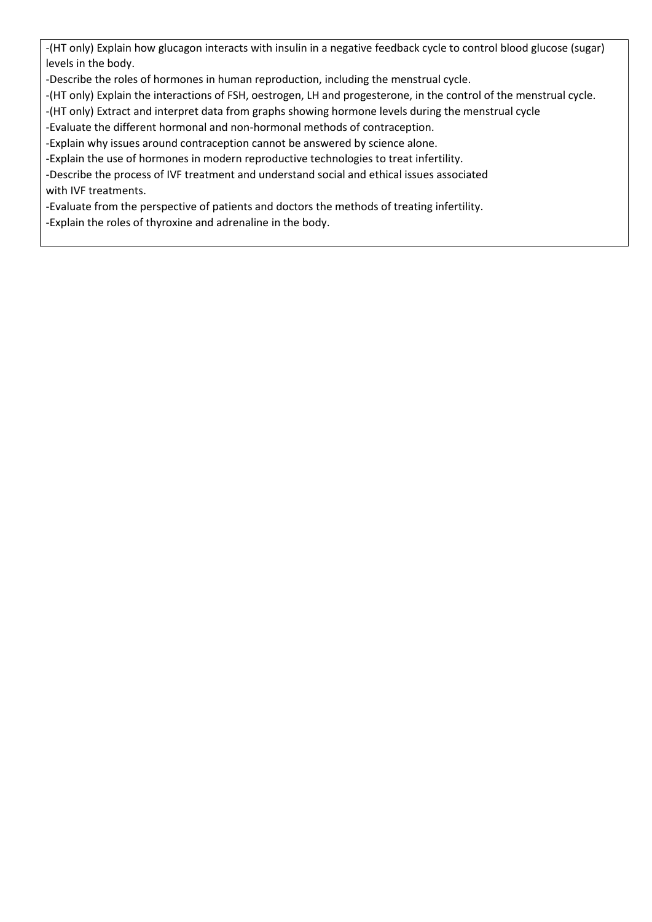-(HT only) Explain how glucagon interacts with insulin in a negative feedback cycle to control blood glucose (sugar) levels in the body.

-Describe the roles of hormones in human reproduction, including the menstrual cycle.

-(HT only) Explain the interactions of FSH, oestrogen, LH and progesterone, in the control of the menstrual cycle.

-(HT only) Extract and interpret data from graphs showing hormone levels during the menstrual cycle

-Evaluate the different hormonal and non-hormonal methods of contraception.

-Explain why issues around contraception cannot be answered by science alone.

-Explain the use of hormones in modern reproductive technologies to treat infertility.

-Describe the process of IVF treatment and understand social and ethical issues associated with IVF treatments.

-Evaluate from the perspective of patients and doctors the methods of treating infertility.

-Explain the roles of thyroxine and adrenaline in the body.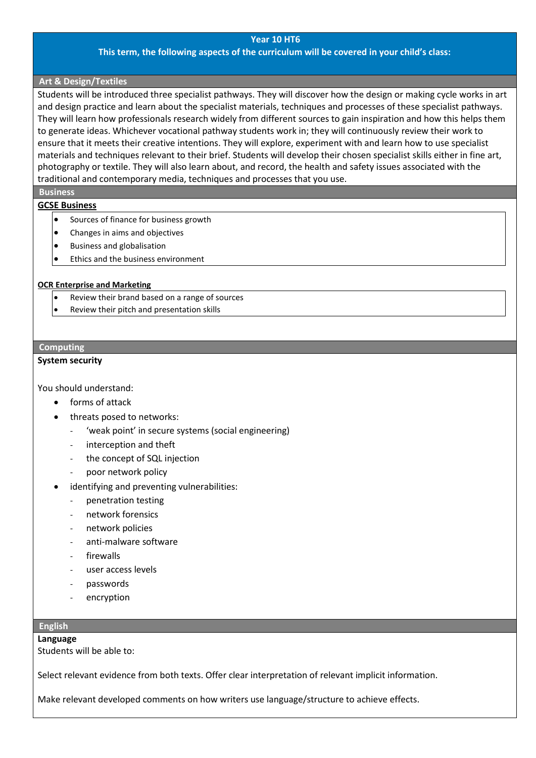**Year 10 HT6**

**This term, the following aspects of the curriculum will be covered in your child's class:**

## Art & Design/Textiles

Students will be introduced three specialist pathways. They will discover how the design or making cycle works in art and design practice and learn about the specialist materials, techniques and processes of these specialist pathways. They will learn how professionals research widely from different sources to gain inspiration and how this helps them to generate ideas. Whichever vocational pathway students work in; they will continuously review their work to ensure that it meets their creative intentions. They will explore, experiment with and learn how to use specialist materials and techniques relevant to their brief. Students will develop their chosen specialist skills either in fine art, photography or textile. They will also learn about, and record, the health and safety issues associated with the traditional and contemporary media, techniques and processes that you use.

## Business

**GCSE Business**

- Sources of finance for business growth
- Changes in aims and objectives
- Business and globalisation
- Ethics and the business environment

**OCR Enterprise and Marketing**

- Review their brand based on a range of sources
- Review their pitch and presentation skills

## Computing

**System security**

You should understand:

- forms of attack
- threats posed to networks:
  - 'weak point' in secure systems (social engineering)
  - interception and theft
  - the concept of SQL injection
  - poor network policy
- identifying and preventing vulnerabilities:
  - penetration testing
  - network forensics
  - network policies
  - anti-malware software
  - firewalls
  - user access levels
  - passwords
  - encryption

## English

**Language**

Students will be able to:

Select relevant evidence from both texts. Offer clear interpretation of relevant implicit information.

Make relevant developed comments on how writers use language/structure to achieve effects.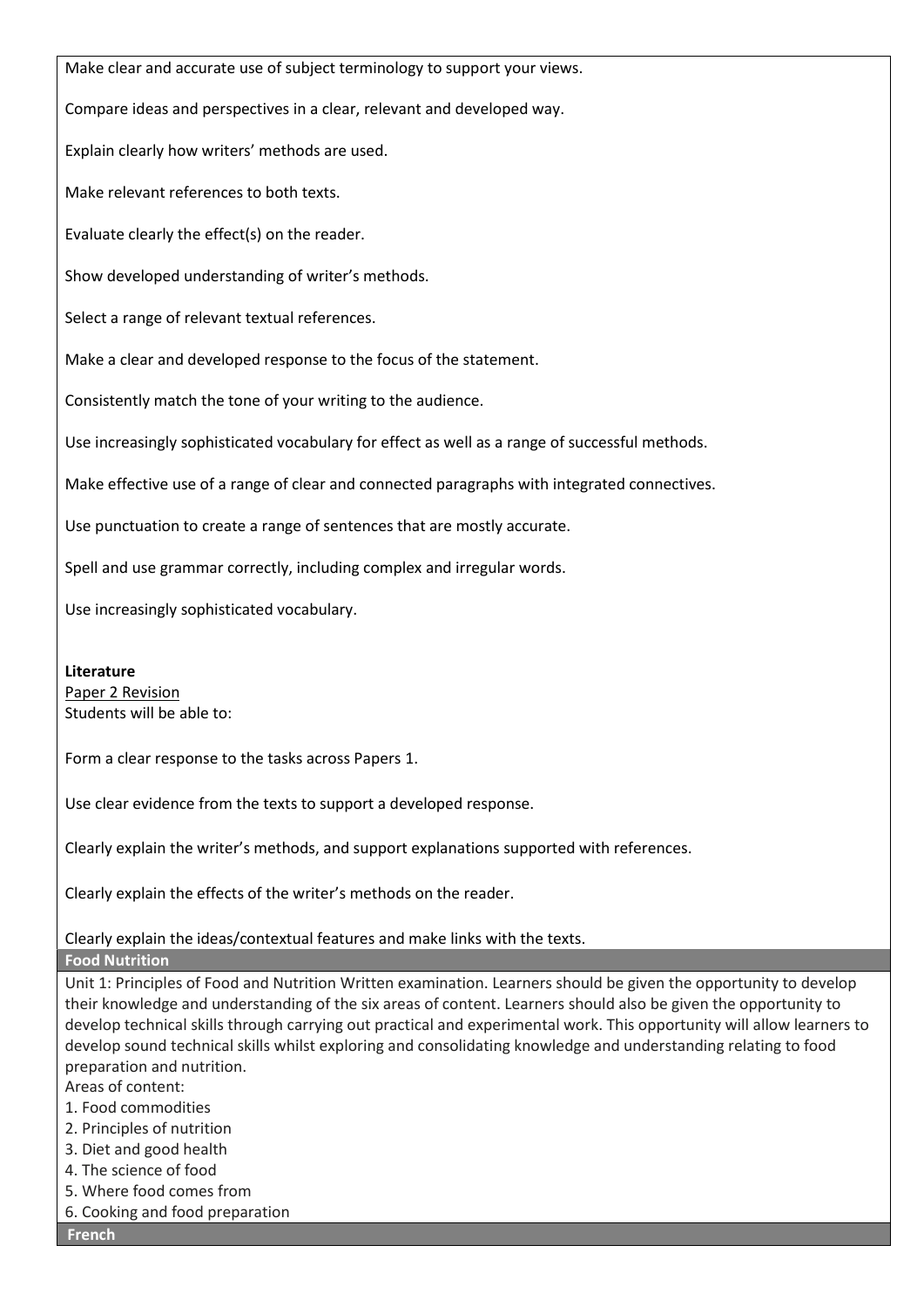Make clear and accurate use of subject terminology to support your views.

Compare ideas and perspectives in a clear, relevant and developed way.

Explain clearly how writers' methods are used.

Make relevant references to both texts.

Evaluate clearly the effect(s) on the reader.

Show developed understanding of writer's methods.

Select a range of relevant textual references.

Make a clear and developed response to the focus of the statement.

Consistently match the tone of your writing to the audience.

Use increasingly sophisticated vocabulary for effect as well as a range of successful methods.

Make effective use of a range of clear and connected paragraphs with integrated connectives.

Use punctuation to create a range of sentences that are mostly accurate.

Spell and use grammar correctly, including complex and irregular words.

Use increasingly sophisticated vocabulary.

**Literature**
Paper 2 Revision
Students will be able to:

Form a clear response to the tasks across Papers 1.

Use clear evidence from the texts to support a developed response.

Clearly explain the writer's methods, and support explanations supported with references.

Clearly explain the effects of the writer's methods on the reader.

Clearly explain the ideas/contextual features and make links with the texts.

## Food Nutrition

Unit 1: Principles of Food and Nutrition Written examination. Learners should be given the opportunity to develop their knowledge and understanding of the six areas of content. Learners should also be given the opportunity to develop technical skills through carrying out practical and experimental work. This opportunity will allow learners to develop sound technical skills whilst exploring and consolidating knowledge and understanding relating to food preparation and nutrition.

Areas of content:

1. Food commodities
2. Principles of nutrition
3. Diet and good health
4. The science of food
5. Where food comes from
6. Cooking and food preparation

## French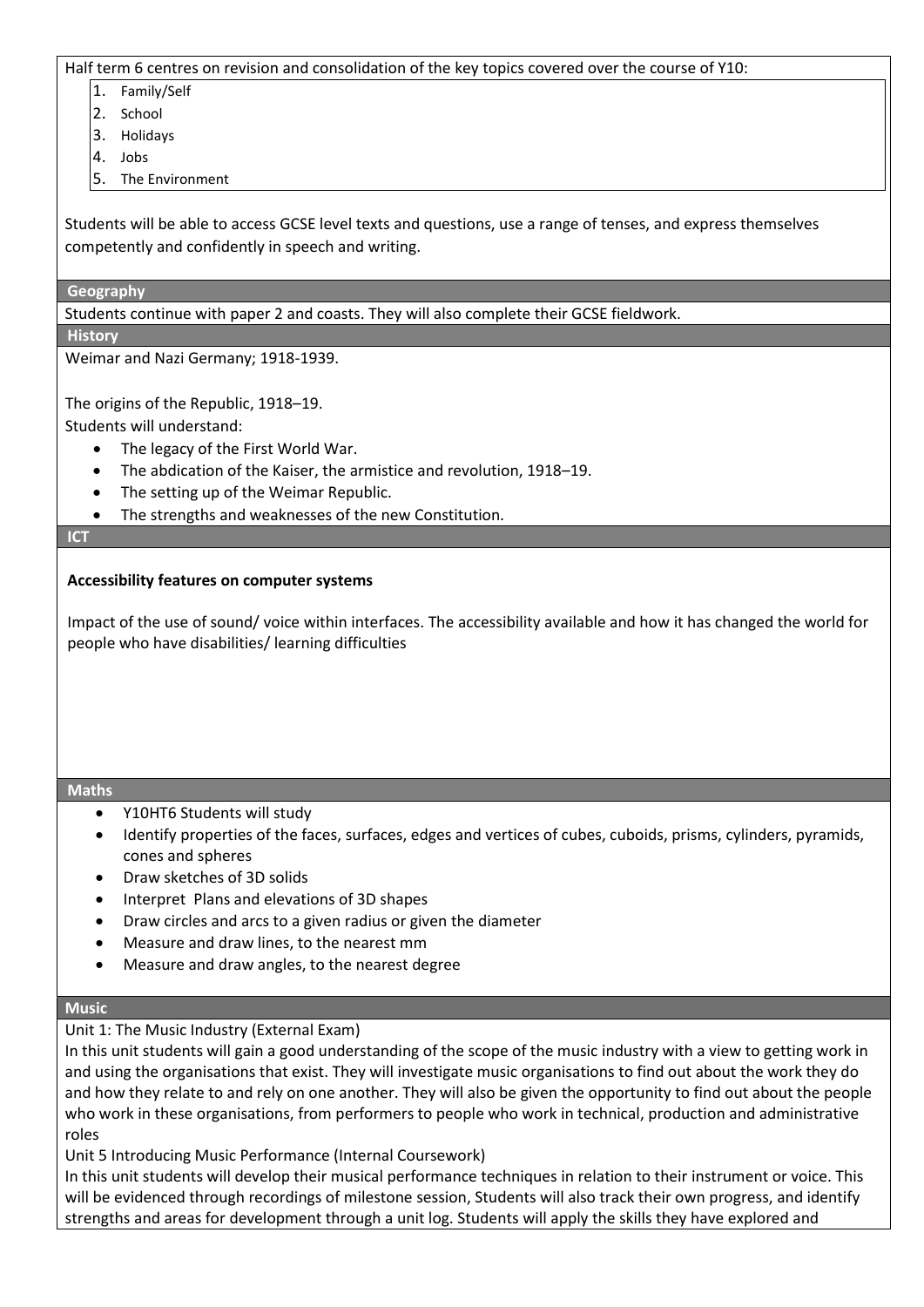Half term 6 centres on revision and consolidation of the key topics covered over the course of Y10:

1. Family/Self
2. School
3. Holidays
4. Jobs
5. The Environment

Students will be able to access GCSE level texts and questions, use a range of tenses, and express themselves competently and confidently in speech and writing.

## Geography

Students continue with paper 2 and coasts. They will also complete their GCSE fieldwork.

## History

Weimar and Nazi Germany; 1918-1939.

The origins of the Republic, 1918–19.
Students will understand:

- The legacy of the First World War.
- The abdication of the Kaiser, the armistice and revolution, 1918–19.
- The setting up of the Weimar Republic.
- The strengths and weaknesses of the new Constitution.

## ICT

**Accessibility features on computer systems**

Impact of the use of sound/ voice within interfaces. The accessibility available and how it has changed the world for people who have disabilities/ learning difficulties

## Maths

- Y10HT6 Students will study
- Identify properties of the faces, surfaces, edges and vertices of cubes, cuboids, prisms, cylinders, pyramids, cones and spheres
- Draw sketches of 3D solids
- Interpret Plans and elevations of 3D shapes
- Draw circles and arcs to a given radius or given the diameter
- Measure and draw lines, to the nearest mm
- Measure and draw angles, to the nearest degree

## Music

Unit 1: The Music Industry (External Exam)
In this unit students will gain a good understanding of the scope of the music industry with a view to getting work in and using the organisations that exist. They will investigate music organisations to find out about the work they do and how they relate to and rely on one another. They will also be given the opportunity to find out about the people who work in these organisations, from performers to people who work in technical, production and administrative roles

Unit 5 Introducing Music Performance (Internal Coursework)
In this unit students will develop their musical performance techniques in relation to their instrument or voice. This will be evidenced through recordings of milestone session, Students will also track their own progress, and identify strengths and areas for development through a unit log. Students will apply the skills they have explored and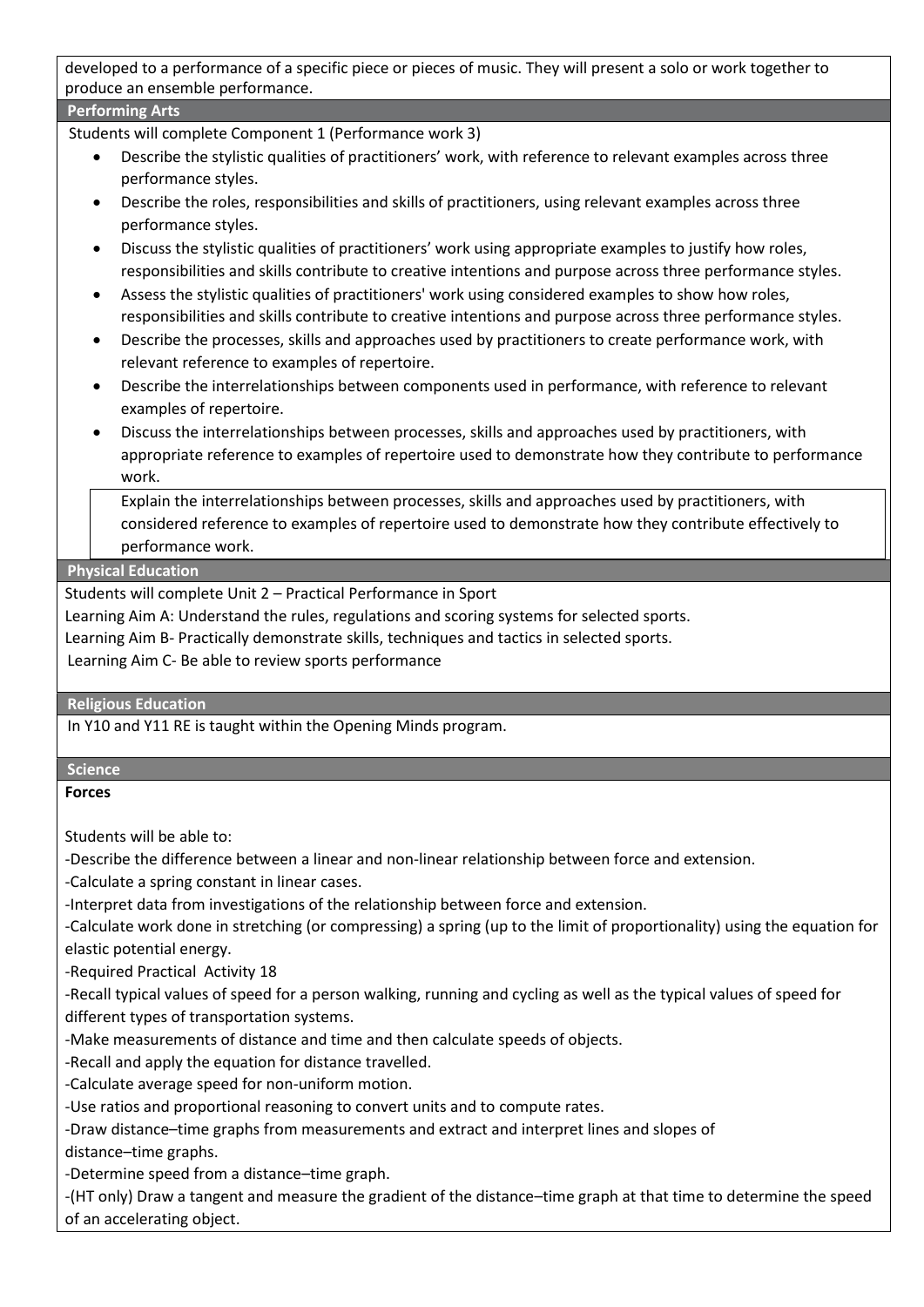developed to a performance of a specific piece or pieces of music. They will present a solo or work together to produce an ensemble performance.

## Performing Arts

Students will complete Component 1 (Performance work 3)

- Describe the stylistic qualities of practitioners' work, with reference to relevant examples across three performance styles.
- Describe the roles, responsibilities and skills of practitioners, using relevant examples across three performance styles.
- Discuss the stylistic qualities of practitioners' work using appropriate examples to justify how roles, responsibilities and skills contribute to creative intentions and purpose across three performance styles.
- Assess the stylistic qualities of practitioners' work using considered examples to show how roles, responsibilities and skills contribute to creative intentions and purpose across three performance styles.
- Describe the processes, skills and approaches used by practitioners to create performance work, with relevant reference to examples of repertoire.
- Describe the interrelationships between components used in performance, with reference to relevant examples of repertoire.
- Discuss the interrelationships between processes, skills and approaches used by practitioners, with appropriate reference to examples of repertoire used to demonstrate how they contribute to performance work.
- Explain the interrelationships between processes, skills and approaches used by practitioners, with considered reference to examples of repertoire used to demonstrate how they contribute effectively to performance work.

## Physical Education

Students will complete Unit 2 – Practical Performance in Sport

Learning Aim A: Understand the rules, regulations and scoring systems for selected sports.

Learning Aim B- Practically demonstrate skills, techniques and tactics in selected sports.

Learning Aim C- Be able to review sports performance

## Religious Education

In Y10 and Y11 RE is taught within the Opening Minds program.

## Science

**Forces**

Students will be able to:

-Describe the difference between a linear and non-linear relationship between force and extension.

-Calculate a spring constant in linear cases.

-Interpret data from investigations of the relationship between force and extension.

-Calculate work done in stretching (or compressing) a spring (up to the limit of proportionality) using the equation for elastic potential energy.

-Required Practical Activity 18

-Recall typical values of speed for a person walking, running and cycling as well as the typical values of speed for different types of transportation systems.

-Make measurements of distance and time and then calculate speeds of objects.

-Recall and apply the equation for distance travelled.

-Calculate average speed for non-uniform motion.

-Use ratios and proportional reasoning to convert units and to compute rates.

-Draw distance–time graphs from measurements and extract and interpret lines and slopes of distance–time graphs.

-Determine speed from a distance–time graph.

-(HT only) Draw a tangent and measure the gradient of the distance–time graph at that time to determine the speed of an accelerating object.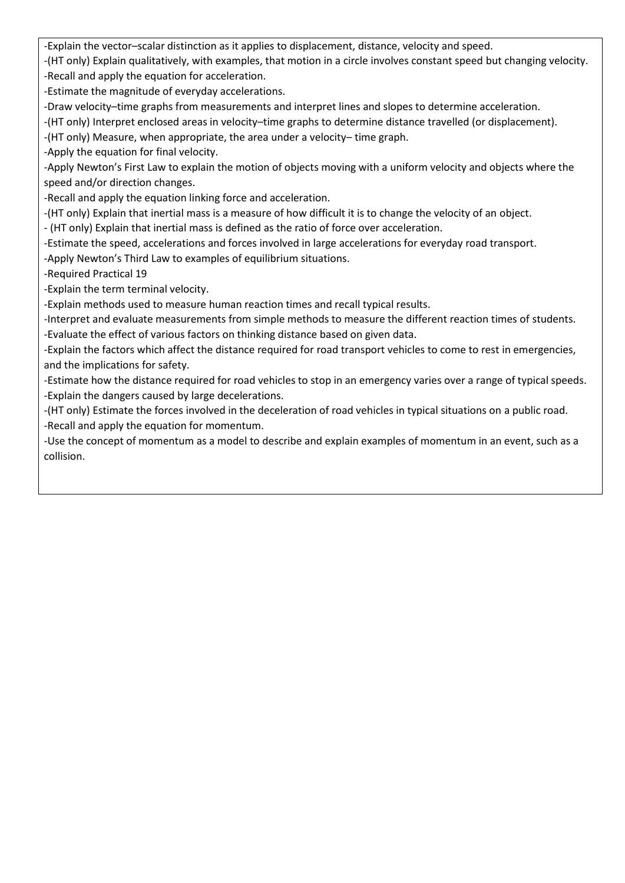-Explain the vector–scalar distinction as it applies to displacement, distance, velocity and speed.
-(HT only) Explain qualitatively, with examples, that motion in a circle involves constant speed but changing velocity.
-Recall and apply the equation for acceleration.
-Estimate the magnitude of everyday accelerations.
-Draw velocity–time graphs from measurements and interpret lines and slopes to determine acceleration.
-(HT only) Interpret enclosed areas in velocity–time graphs to determine distance travelled (or displacement).
-(HT only) Measure, when appropriate, the area under a velocity– time graph.
-Apply the equation for final velocity.
-Apply Newton's First Law to explain the motion of objects moving with a uniform velocity and objects where the speed and/or direction changes.
-Recall and apply the equation linking force and acceleration.
-(HT only) Explain that inertial mass is a measure of how difficult it is to change the velocity of an object.
- (HT only) Explain that inertial mass is defined as the ratio of force over acceleration.
-Estimate the speed, accelerations and forces involved in large accelerations for everyday road transport.
-Apply Newton's Third Law to examples of equilibrium situations.
-Required Practical 19
-Explain the term terminal velocity.
-Explain methods used to measure human reaction times and recall typical results.
-Interpret and evaluate measurements from simple methods to measure the different reaction times of students.
-Evaluate the effect of various factors on thinking distance based on given data.
-Explain the factors which affect the distance required for road transport vehicles to come to rest in emergencies, and the implications for safety.
-Estimate how the distance required for road vehicles to stop in an emergency varies over a range of typical speeds.
-Explain the dangers caused by large decelerations.
-(HT only) Estimate the forces involved in the deceleration of road vehicles in typical situations on a public road.
-Recall and apply the equation for momentum.
-Use the concept of momentum as a model to describe and explain examples of momentum in an event, such as a collision.